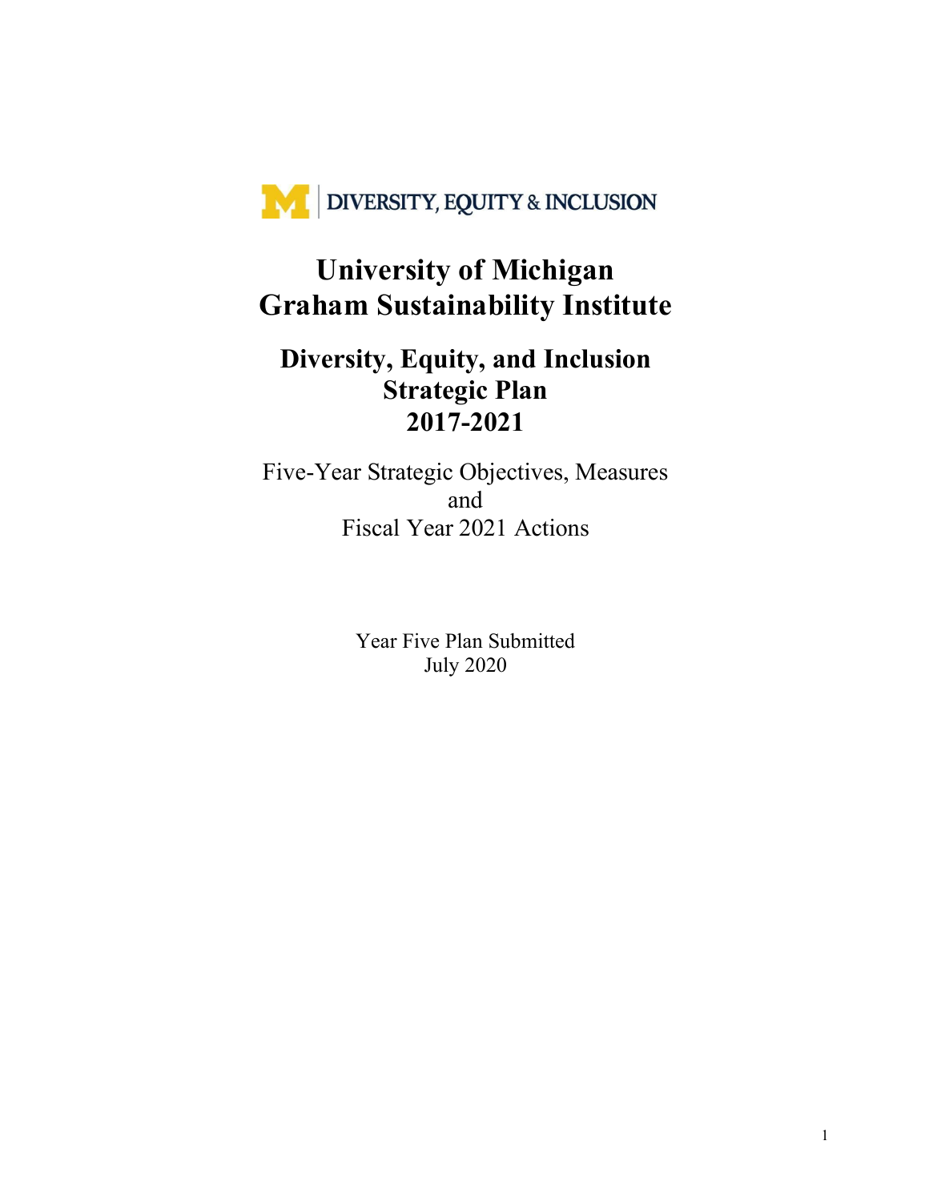DIVERSITY, EQUITY & INCLUSION

# University of Michigan
# Graham Sustainability Institute

## Diversity, Equity, and Inclusion Strategic Plan 2017-2021

Five-Year Strategic Objectives, Measures
and
Fiscal Year 2021 Actions

Year Five Plan Submitted
July 2020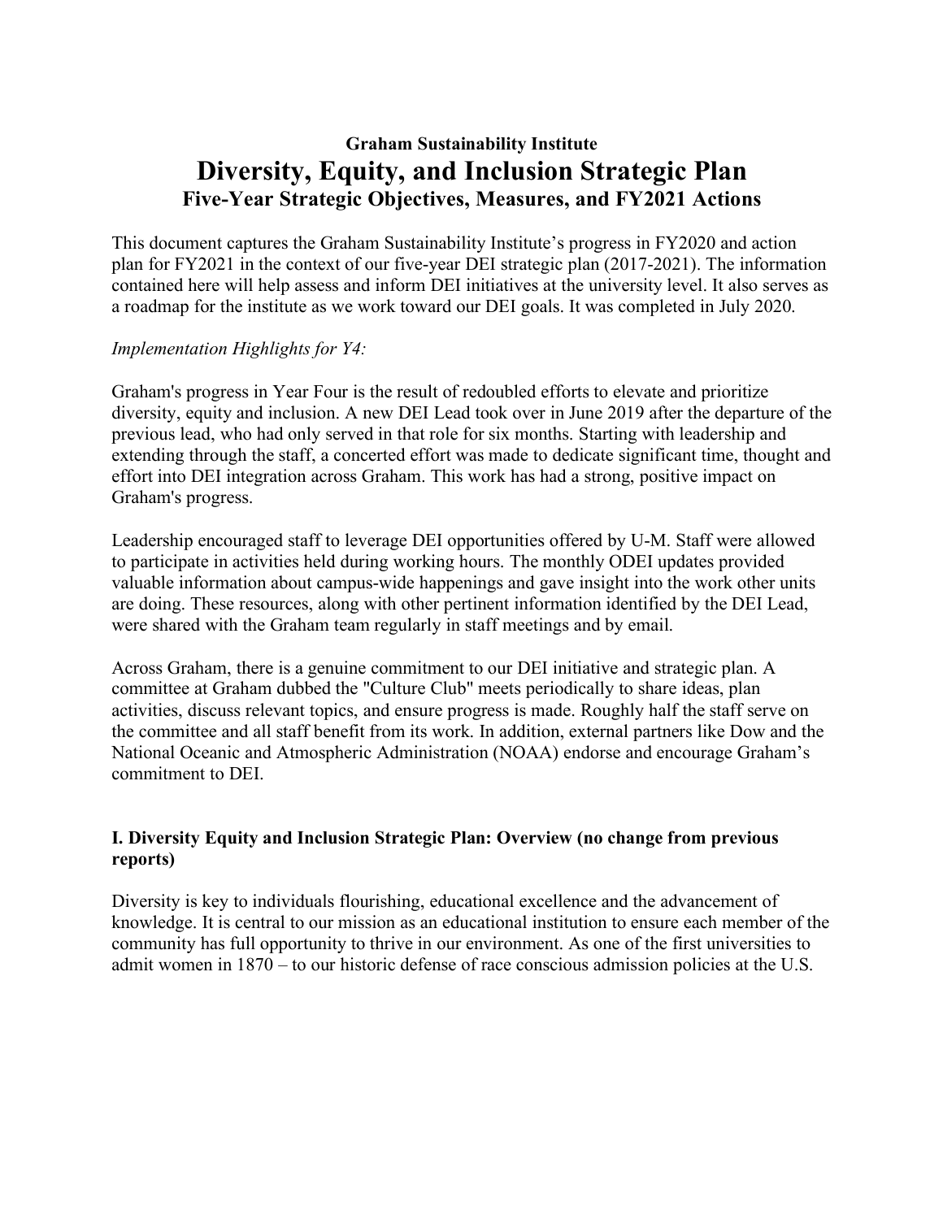**Graham Sustainability Institute**

# Diversity, Equity, and Inclusion Strategic Plan

## Five-Year Strategic Objectives, Measures, and FY2021 Actions

This document captures the Graham Sustainability Institute's progress in FY2020 and action plan for FY2021 in the context of our five-year DEI strategic plan (2017-2021). The information contained here will help assess and inform DEI initiatives at the university level. It also serves as a roadmap for the institute as we work toward our DEI goals. It was completed in July 2020.

*Implementation Highlights for Y4:*

Graham's progress in Year Four is the result of redoubled efforts to elevate and prioritize diversity, equity and inclusion. A new DEI Lead took over in June 2019 after the departure of the previous lead, who had only served in that role for six months. Starting with leadership and extending through the staff, a concerted effort was made to dedicate significant time, thought and effort into DEI integration across Graham. This work has had a strong, positive impact on Graham's progress.

Leadership encouraged staff to leverage DEI opportunities offered by U-M. Staff were allowed to participate in activities held during working hours. The monthly ODEI updates provided valuable information about campus-wide happenings and gave insight into the work other units are doing. These resources, along with other pertinent information identified by the DEI Lead, were shared with the Graham team regularly in staff meetings and by email.

Across Graham, there is a genuine commitment to our DEI initiative and strategic plan. A committee at Graham dubbed the "Culture Club" meets periodically to share ideas, plan activities, discuss relevant topics, and ensure progress is made. Roughly half the staff serve on the committee and all staff benefit from its work. In addition, external partners like Dow and the National Oceanic and Atmospheric Administration (NOAA) endorse and encourage Graham's commitment to DEI.

### I. Diversity Equity and Inclusion Strategic Plan: Overview (no change from previous reports)

Diversity is key to individuals flourishing, educational excellence and the advancement of knowledge. It is central to our mission as an educational institution to ensure each member of the community has full opportunity to thrive in our environment. As one of the first universities to admit women in 1870 – to our historic defense of race conscious admission policies at the U.S.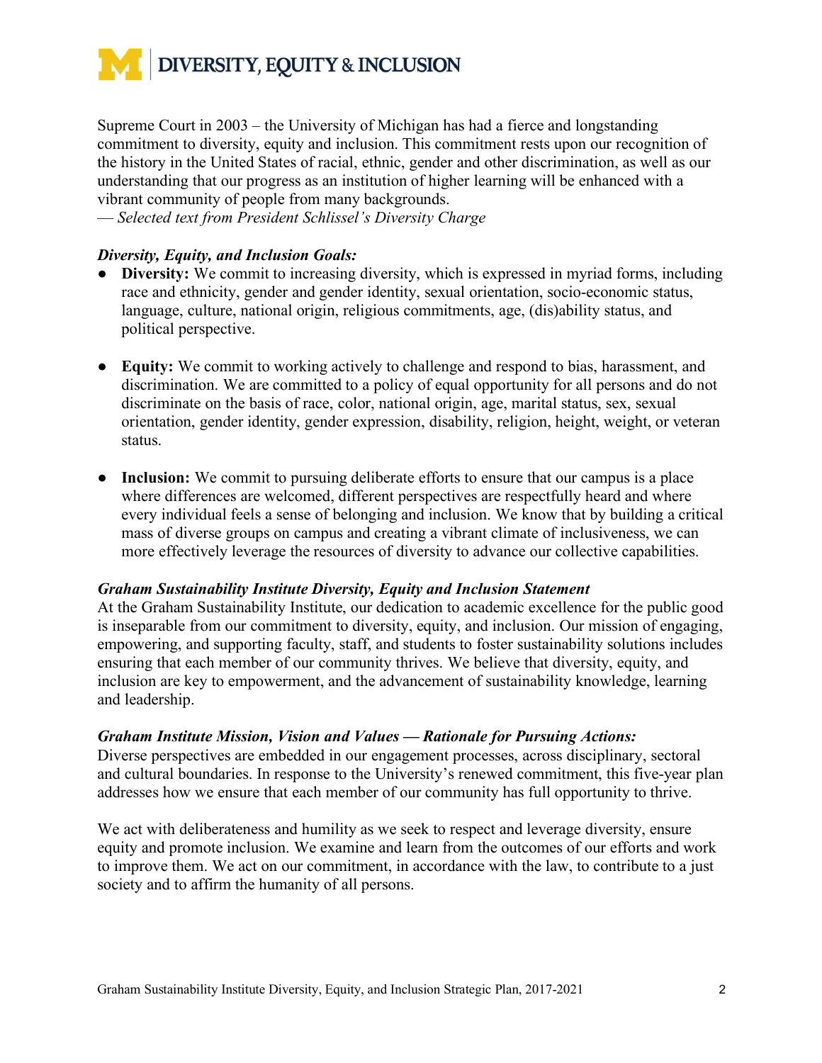Supreme Court in 2003 – the University of Michigan has had a fierce and longstanding commitment to diversity, equity and inclusion. This commitment rests upon our recognition of the history in the United States of racial, ethnic, gender and other discrimination, as well as our understanding that our progress as an institution of higher learning will be enhanced with a vibrant community of people from many backgrounds.
— *Selected text from President Schlissel's Diversity Charge*

***Diversity, Equity, and Inclusion Goals:***

- **Diversity:** We commit to increasing diversity, which is expressed in myriad forms, including race and ethnicity, gender and gender identity, sexual orientation, socio-economic status, language, culture, national origin, religious commitments, age, (dis)ability status, and political perspective.

- **Equity:** We commit to working actively to challenge and respond to bias, harassment, and discrimination. We are committed to a policy of equal opportunity for all persons and do not discriminate on the basis of race, color, national origin, age, marital status, sex, sexual orientation, gender identity, gender expression, disability, religion, height, weight, or veteran status.

- **Inclusion:** We commit to pursuing deliberate efforts to ensure that our campus is a place where differences are welcomed, different perspectives are respectfully heard and where every individual feels a sense of belonging and inclusion. We know that by building a critical mass of diverse groups on campus and creating a vibrant climate of inclusiveness, we can more effectively leverage the resources of diversity to advance our collective capabilities.

***Graham Sustainability Institute Diversity, Equity and Inclusion Statement***

At the Graham Sustainability Institute, our dedication to academic excellence for the public good is inseparable from our commitment to diversity, equity, and inclusion. Our mission of engaging, empowering, and supporting faculty, staff, and students to foster sustainability solutions includes ensuring that each member of our community thrives. We believe that diversity, equity, and inclusion are key to empowerment, and the advancement of sustainability knowledge, learning and leadership.

***Graham Institute Mission, Vision and Values — Rationale for Pursuing Actions:***

Diverse perspectives are embedded in our engagement processes, across disciplinary, sectoral and cultural boundaries. In response to the University's renewed commitment, this five-year plan addresses how we ensure that each member of our community has full opportunity to thrive.

We act with deliberateness and humility as we seek to respect and leverage diversity, ensure equity and promote inclusion. We examine and learn from the outcomes of our efforts and work to improve them. We act on our commitment, in accordance with the law, to contribute to a just society and to affirm the humanity of all persons.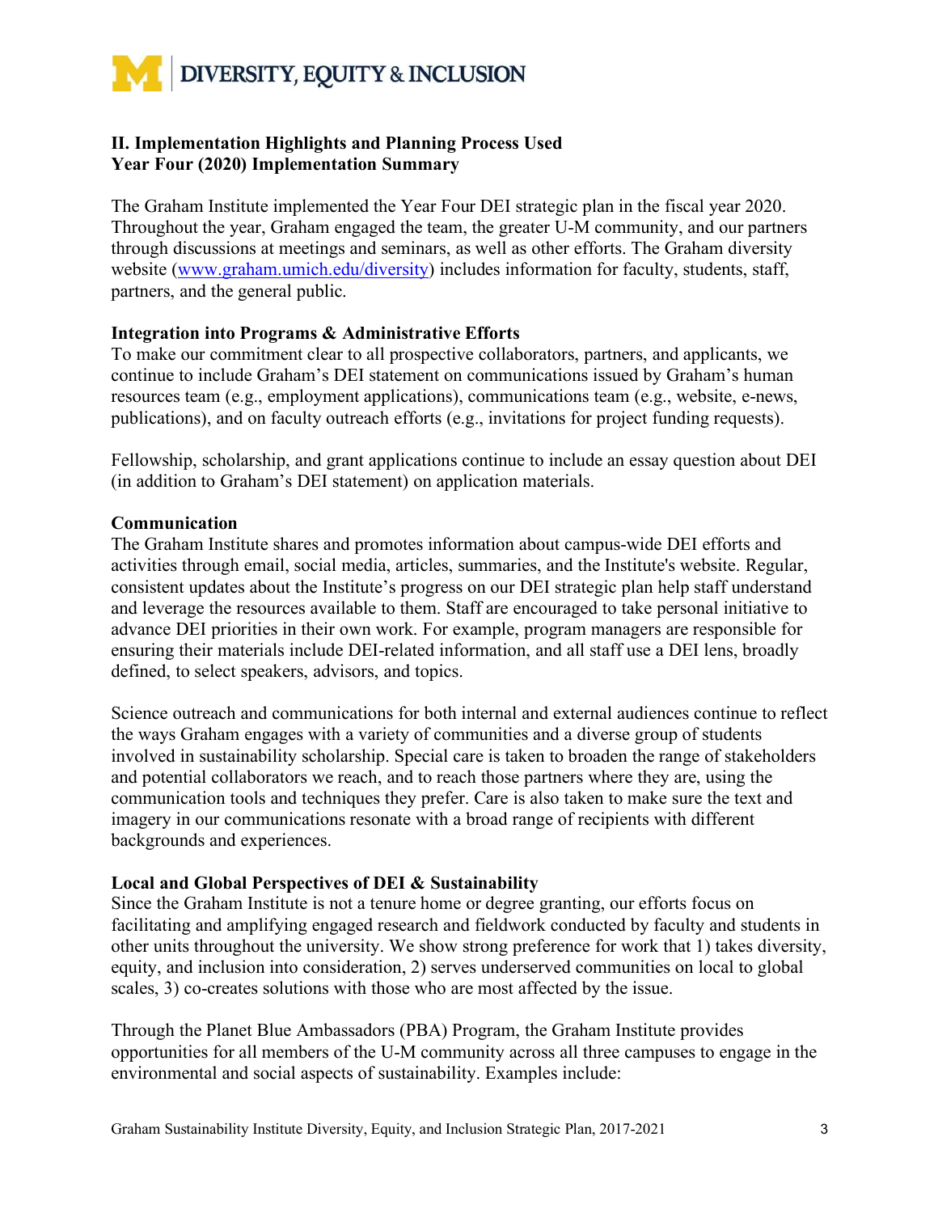## II. Implementation Highlights and Planning Process Used
## Year Four (2020) Implementation Summary

The Graham Institute implemented the Year Four DEI strategic plan in the fiscal year 2020. Throughout the year, Graham engaged the team, the greater U-M community, and our partners through discussions at meetings and seminars, as well as other efforts. The Graham diversity website (www.graham.umich.edu/diversity) includes information for faculty, students, staff, partners, and the general public.

### Integration into Programs & Administrative Efforts

To make our commitment clear to all prospective collaborators, partners, and applicants, we continue to include Graham's DEI statement on communications issued by Graham's human resources team (e.g., employment applications), communications team (e.g., website, e-news, publications), and on faculty outreach efforts (e.g., invitations for project funding requests).

Fellowship, scholarship, and grant applications continue to include an essay question about DEI (in addition to Graham's DEI statement) on application materials.

### Communication

The Graham Institute shares and promotes information about campus-wide DEI efforts and activities through email, social media, articles, summaries, and the Institute's website. Regular, consistent updates about the Institute's progress on our DEI strategic plan help staff understand and leverage the resources available to them. Staff are encouraged to take personal initiative to advance DEI priorities in their own work. For example, program managers are responsible for ensuring their materials include DEI-related information, and all staff use a DEI lens, broadly defined, to select speakers, advisors, and topics.

Science outreach and communications for both internal and external audiences continue to reflect the ways Graham engages with a variety of communities and a diverse group of students involved in sustainability scholarship. Special care is taken to broaden the range of stakeholders and potential collaborators we reach, and to reach those partners where they are, using the communication tools and techniques they prefer. Care is also taken to make sure the text and imagery in our communications resonate with a broad range of recipients with different backgrounds and experiences.

### Local and Global Perspectives of DEI & Sustainability

Since the Graham Institute is not a tenure home or degree granting, our efforts focus on facilitating and amplifying engaged research and fieldwork conducted by faculty and students in other units throughout the university. We show strong preference for work that 1) takes diversity, equity, and inclusion into consideration, 2) serves underserved communities on local to global scales, 3) co-creates solutions with those who are most affected by the issue.

Through the Planet Blue Ambassadors (PBA) Program, the Graham Institute provides opportunities for all members of the U-M community across all three campuses to engage in the environmental and social aspects of sustainability. Examples include: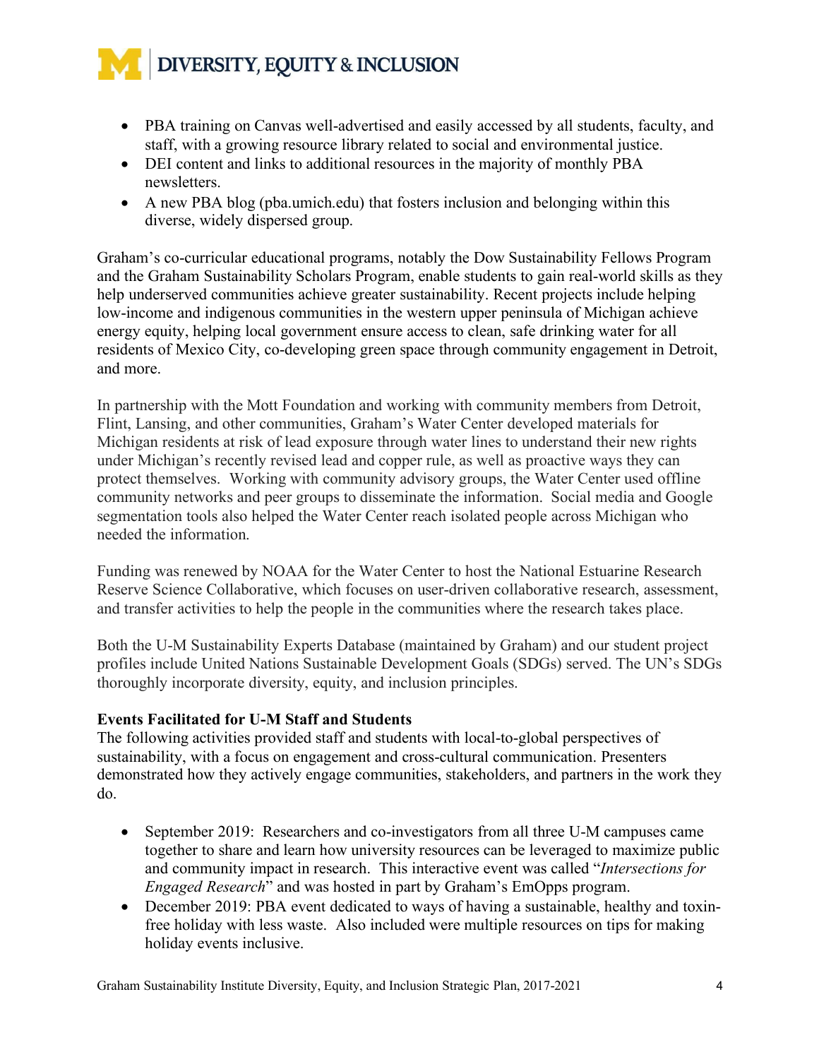- PBA training on Canvas well-advertised and easily accessed by all students, faculty, and staff, with a growing resource library related to social and environmental justice.
- DEI content and links to additional resources in the majority of monthly PBA newsletters.
- A new PBA blog (pba.umich.edu) that fosters inclusion and belonging within this diverse, widely dispersed group.

Graham's co-curricular educational programs, notably the Dow Sustainability Fellows Program and the Graham Sustainability Scholars Program, enable students to gain real-world skills as they help underserved communities achieve greater sustainability. Recent projects include helping low-income and indigenous communities in the western upper peninsula of Michigan achieve energy equity, helping local government ensure access to clean, safe drinking water for all residents of Mexico City, co-developing green space through community engagement in Detroit, and more.

In partnership with the Mott Foundation and working with community members from Detroit, Flint, Lansing, and other communities, Graham's Water Center developed materials for Michigan residents at risk of lead exposure through water lines to understand their new rights under Michigan's recently revised lead and copper rule, as well as proactive ways they can protect themselves. Working with community advisory groups, the Water Center used offline community networks and peer groups to disseminate the information. Social media and Google segmentation tools also helped the Water Center reach isolated people across Michigan who needed the information.

Funding was renewed by NOAA for the Water Center to host the National Estuarine Research Reserve Science Collaborative, which focuses on user-driven collaborative research, assessment, and transfer activities to help the people in the communities where the research takes place.

Both the U-M Sustainability Experts Database (maintained by Graham) and our student project profiles include United Nations Sustainable Development Goals (SDGs) served. The UN's SDGs thoroughly incorporate diversity, equity, and inclusion principles.

**Events Facilitated for U-M Staff and Students**

The following activities provided staff and students with local-to-global perspectives of sustainability, with a focus on engagement and cross-cultural communication. Presenters demonstrated how they actively engage communities, stakeholders, and partners in the work they do.

- September 2019: Researchers and co-investigators from all three U-M campuses came together to share and learn how university resources can be leveraged to maximize public and community impact in research. This interactive event was called "*Intersections for Engaged Research*" and was hosted in part by Graham's EmOpps program.
- December 2019: PBA event dedicated to ways of having a sustainable, healthy and toxin-free holiday with less waste. Also included were multiple resources on tips for making holiday events inclusive.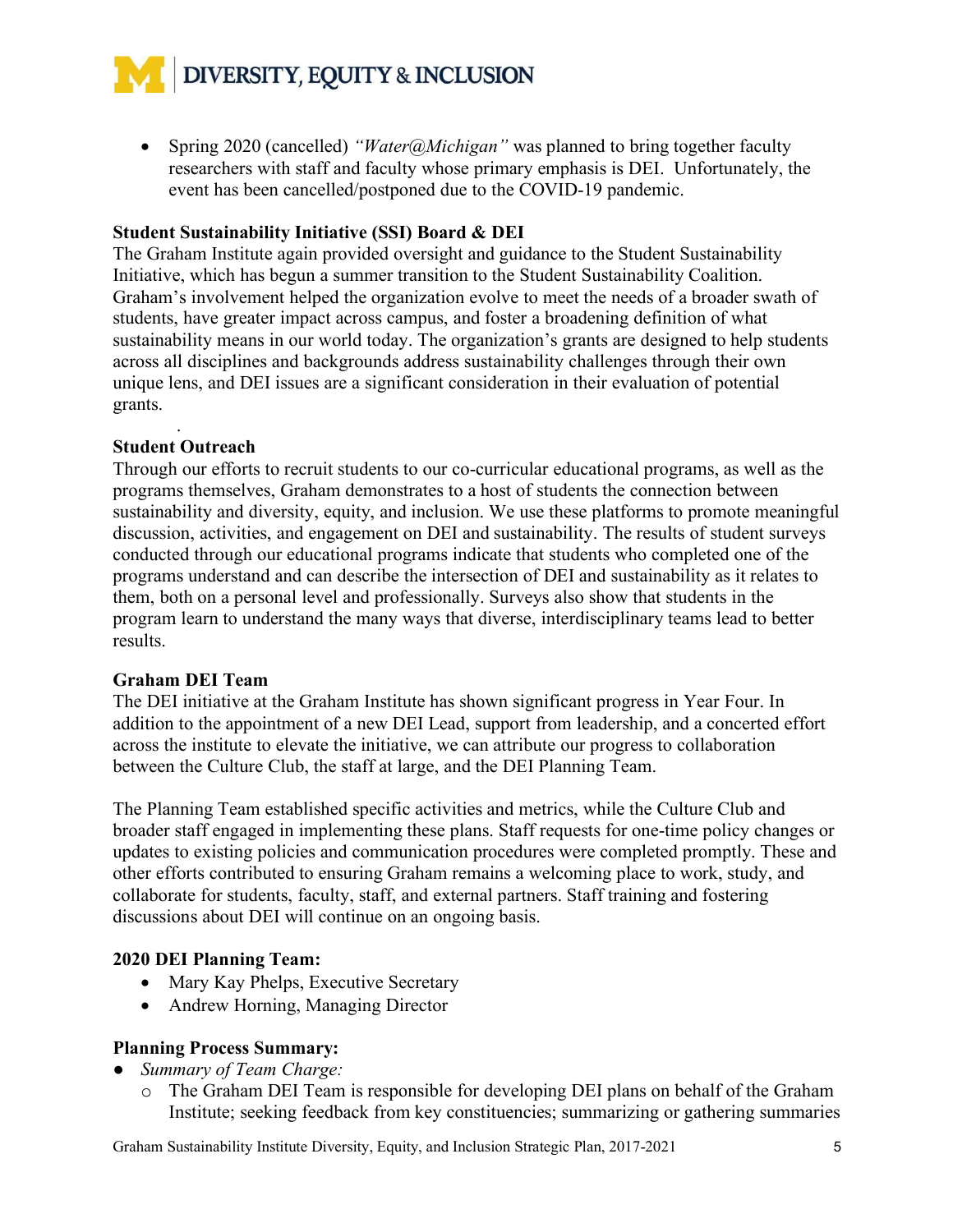- Spring 2020 (cancelled) *"Water@Michigan"* was planned to bring together faculty researchers with staff and faculty whose primary emphasis is DEI. Unfortunately, the event has been cancelled/postponed due to the COVID-19 pandemic.

**Student Sustainability Initiative (SSI) Board & DEI**
The Graham Institute again provided oversight and guidance to the Student Sustainability Initiative, which has begun a summer transition to the Student Sustainability Coalition. Graham's involvement helped the organization evolve to meet the needs of a broader swath of students, have greater impact across campus, and foster a broadening definition of what sustainability means in our world today. The organization's grants are designed to help students across all disciplines and backgrounds address sustainability challenges through their own unique lens, and DEI issues are a significant consideration in their evaluation of potential grants.

**Student Outreach**
Through our efforts to recruit students to our co-curricular educational programs, as well as the programs themselves, Graham demonstrates to a host of students the connection between sustainability and diversity, equity, and inclusion. We use these platforms to promote meaningful discussion, activities, and engagement on DEI and sustainability. The results of student surveys conducted through our educational programs indicate that students who completed one of the programs understand and can describe the intersection of DEI and sustainability as it relates to them, both on a personal level and professionally. Surveys also show that students in the program learn to understand the many ways that diverse, interdisciplinary teams lead to better results.

**Graham DEI Team**
The DEI initiative at the Graham Institute has shown significant progress in Year Four. In addition to the appointment of a new DEI Lead, support from leadership, and a concerted effort across the institute to elevate the initiative, we can attribute our progress to collaboration between the Culture Club, the staff at large, and the DEI Planning Team.

The Planning Team established specific activities and metrics, while the Culture Club and broader staff engaged in implementing these plans. Staff requests for one-time policy changes or updates to existing policies and communication procedures were completed promptly. These and other efforts contributed to ensuring Graham remains a welcoming place to work, study, and collaborate for students, faculty, staff, and external partners. Staff training and fostering discussions about DEI will continue on an ongoing basis.

**2020 DEI Planning Team:**
- Mary Kay Phelps, Executive Secretary
- Andrew Horning, Managing Director

**Planning Process Summary:**
- *Summary of Team Charge:*
  - The Graham DEI Team is responsible for developing DEI plans on behalf of the Graham Institute; seeking feedback from key constituencies; summarizing or gathering summaries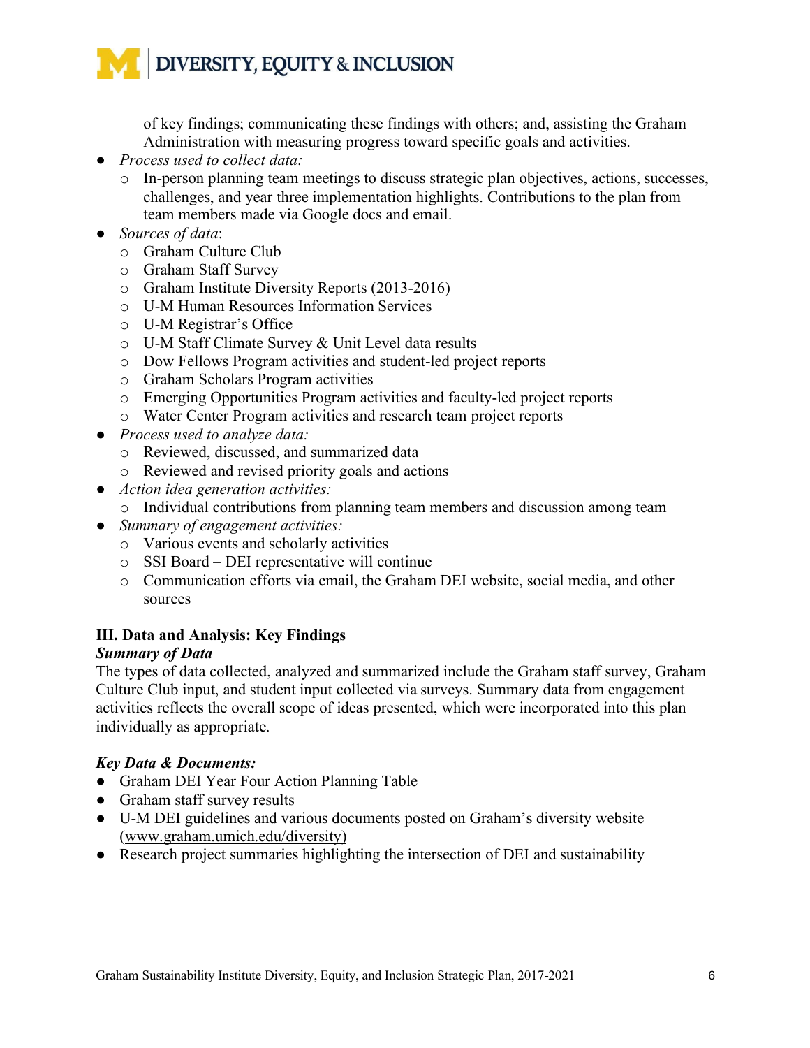of key findings; communicating these findings with others; and, assisting the Graham Administration with measuring progress toward specific goals and activities.

- *Process used to collect data:*
  - In-person planning team meetings to discuss strategic plan objectives, actions, successes, challenges, and year three implementation highlights. Contributions to the plan from team members made via Google docs and email.
- *Sources of data*:
  - Graham Culture Club
  - Graham Staff Survey
  - Graham Institute Diversity Reports (2013-2016)
  - U-M Human Resources Information Services
  - U-M Registrar's Office
  - U-M Staff Climate Survey & Unit Level data results
  - Dow Fellows Program activities and student-led project reports
  - Graham Scholars Program activities
  - Emerging Opportunities Program activities and faculty-led project reports
  - Water Center Program activities and research team project reports
- *Process used to analyze data:*
  - Reviewed, discussed, and summarized data
  - Reviewed and revised priority goals and actions
- *Action idea generation activities:*
  - Individual contributions from planning team members and discussion among team
- *Summary of engagement activities:*
  - Various events and scholarly activities
  - SSI Board – DEI representative will continue
  - Communication efforts via email, the Graham DEI website, social media, and other sources

## III. Data and Analysis: Key Findings

***Summary of Data***

The types of data collected, analyzed and summarized include the Graham staff survey, Graham Culture Club input, and student input collected via surveys. Summary data from engagement activities reflects the overall scope of ideas presented, which were incorporated into this plan individually as appropriate.

***Key Data & Documents:***

- Graham DEI Year Four Action Planning Table
- Graham staff survey results
- U-M DEI guidelines and various documents posted on Graham's diversity website (www.graham.umich.edu/diversity)
- Research project summaries highlighting the intersection of DEI and sustainability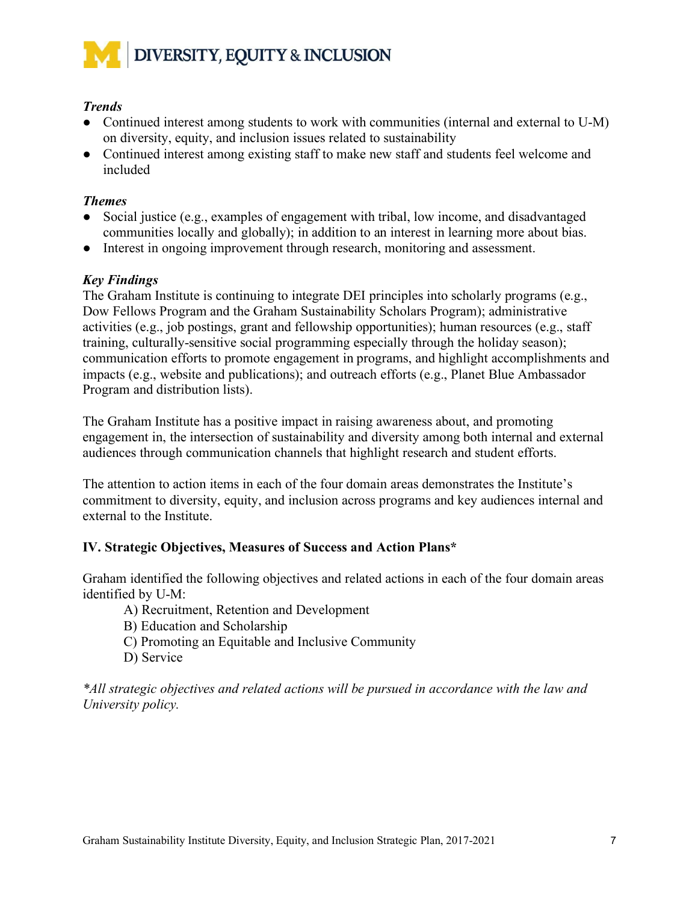***Trends***

- Continued interest among students to work with communities (internal and external to U-M) on diversity, equity, and inclusion issues related to sustainability
- Continued interest among existing staff to make new staff and students feel welcome and included

***Themes***

- Social justice (e.g., examples of engagement with tribal, low income, and disadvantaged communities locally and globally); in addition to an interest in learning more about bias.
- Interest in ongoing improvement through research, monitoring and assessment.

***Key Findings***

The Graham Institute is continuing to integrate DEI principles into scholarly programs (e.g., Dow Fellows Program and the Graham Sustainability Scholars Program); administrative activities (e.g., job postings, grant and fellowship opportunities); human resources (e.g., staff training, culturally-sensitive social programming especially through the holiday season); communication efforts to promote engagement in programs, and highlight accomplishments and impacts (e.g., website and publications); and outreach efforts (e.g., Planet Blue Ambassador Program and distribution lists).

The Graham Institute has a positive impact in raising awareness about, and promoting engagement in, the intersection of sustainability and diversity among both internal and external audiences through communication channels that highlight research and student efforts.

The attention to action items in each of the four domain areas demonstrates the Institute's commitment to diversity, equity, and inclusion across programs and key audiences internal and external to the Institute.

## IV. Strategic Objectives, Measures of Success and Action Plans*

Graham identified the following objectives and related actions in each of the four domain areas identified by U-M:

A) Recruitment, Retention and Development
B) Education and Scholarship
C) Promoting an Equitable and Inclusive Community
D) Service

*\*All strategic objectives and related actions will be pursued in accordance with the law and University policy.*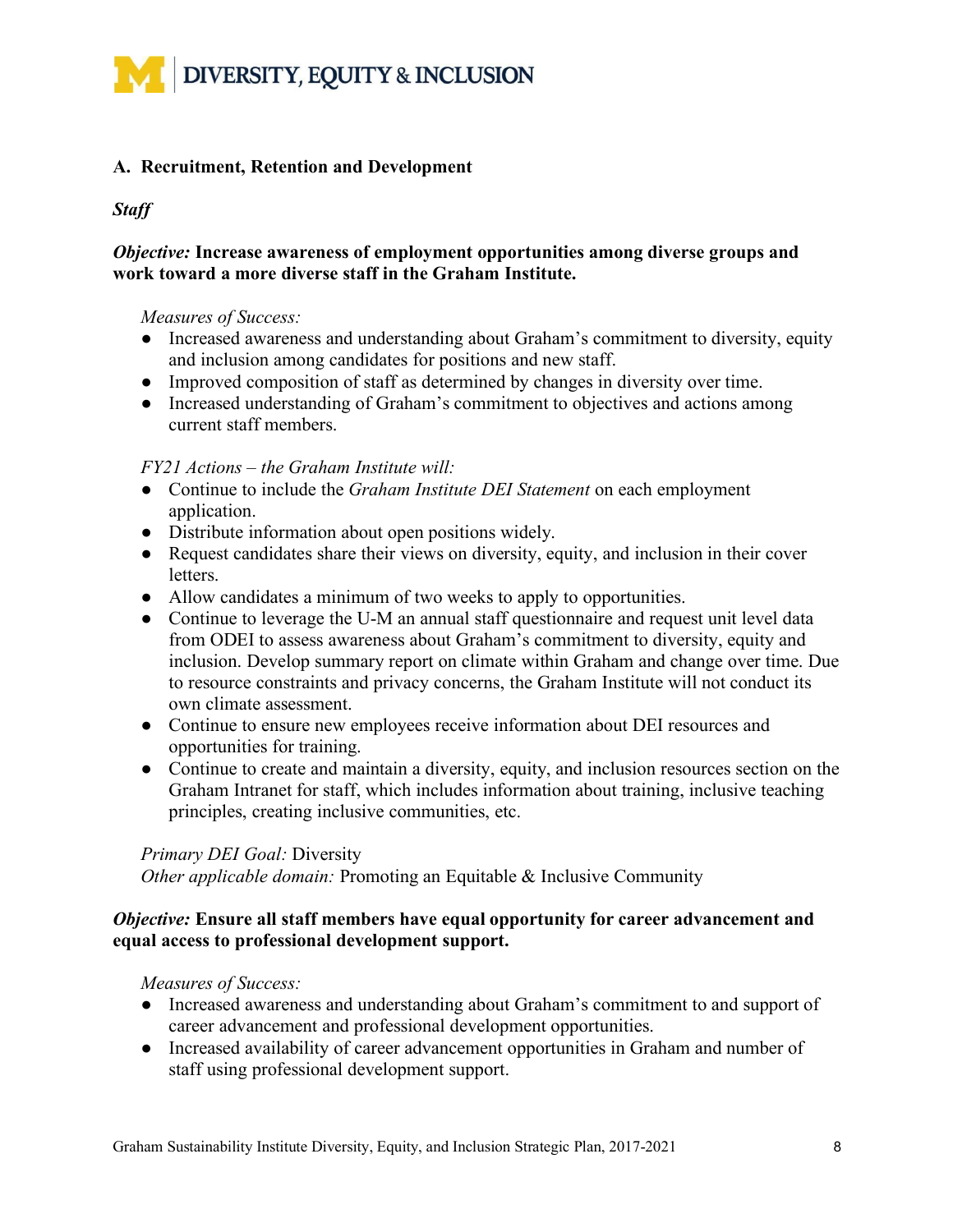## A. Recruitment, Retention and Development

### *Staff*

***Objective:* Increase awareness of employment opportunities among diverse groups and work toward a more diverse staff in the Graham Institute.**

*Measures of Success:*

- Increased awareness and understanding about Graham's commitment to diversity, equity and inclusion among candidates for positions and new staff.
- Improved composition of staff as determined by changes in diversity over time.
- Increased understanding of Graham's commitment to objectives and actions among current staff members.

*FY21 Actions – the Graham Institute will:*

- Continue to include the *Graham Institute DEI Statement* on each employment application.
- Distribute information about open positions widely.
- Request candidates share their views on diversity, equity, and inclusion in their cover letters.
- Allow candidates a minimum of two weeks to apply to opportunities.
- Continue to leverage the U-M an annual staff questionnaire and request unit level data from ODEI to assess awareness about Graham's commitment to diversity, equity and inclusion. Develop summary report on climate within Graham and change over time. Due to resource constraints and privacy concerns, the Graham Institute will not conduct its own climate assessment.
- Continue to ensure new employees receive information about DEI resources and opportunities for training.
- Continue to create and maintain a diversity, equity, and inclusion resources section on the Graham Intranet for staff, which includes information about training, inclusive teaching principles, creating inclusive communities, etc.

*Primary DEI Goal:* Diversity
*Other applicable domain:* Promoting an Equitable & Inclusive Community

***Objective:* Ensure all staff members have equal opportunity for career advancement and equal access to professional development support.**

*Measures of Success:*

- Increased awareness and understanding about Graham's commitment to and support of career advancement and professional development opportunities.
- Increased availability of career advancement opportunities in Graham and number of staff using professional development support.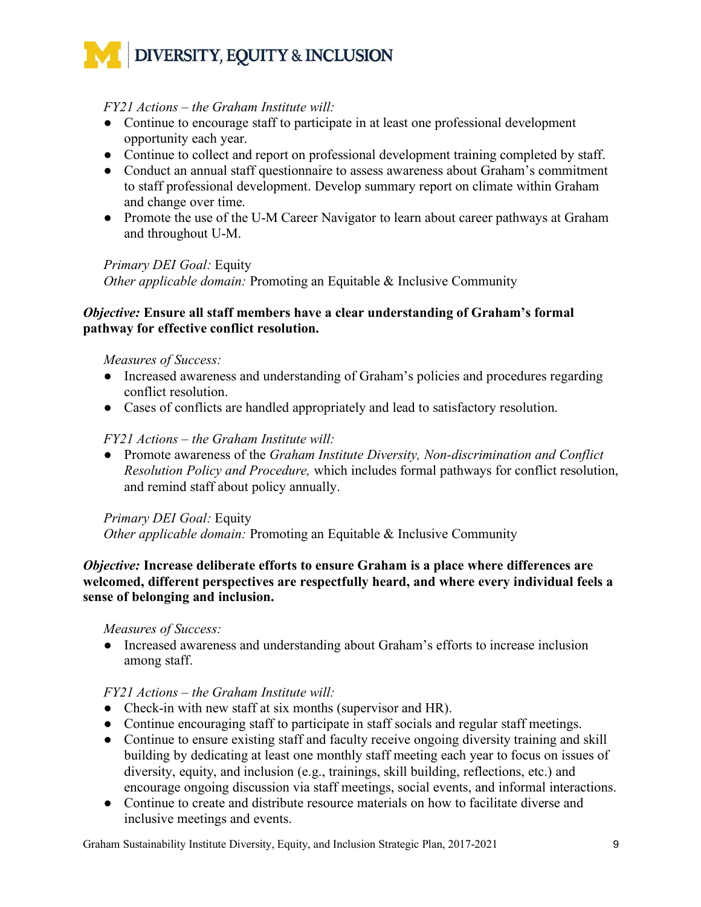*FY21 Actions – the Graham Institute will:*

- Continue to encourage staff to participate in at least one professional development opportunity each year.
- Continue to collect and report on professional development training completed by staff.
- Conduct an annual staff questionnaire to assess awareness about Graham's commitment to staff professional development. Develop summary report on climate within Graham and change over time.
- Promote the use of the U-M Career Navigator to learn about career pathways at Graham and throughout U-M.

*Primary DEI Goal:* Equity
*Other applicable domain:* Promoting an Equitable & Inclusive Community

***Objective:* Ensure all staff members have a clear understanding of Graham's formal pathway for effective conflict resolution.**

*Measures of Success:*

- Increased awareness and understanding of Graham's policies and procedures regarding conflict resolution.
- Cases of conflicts are handled appropriately and lead to satisfactory resolution.

*FY21 Actions – the Graham Institute will:*

- Promote awareness of the *Graham Institute Diversity, Non-discrimination and Conflict Resolution Policy and Procedure,* which includes formal pathways for conflict resolution, and remind staff about policy annually.

*Primary DEI Goal:* Equity
*Other applicable domain:* Promoting an Equitable & Inclusive Community

***Objective:* Increase deliberate efforts to ensure Graham is a place where differences are welcomed, different perspectives are respectfully heard, and where every individual feels a sense of belonging and inclusion.**

*Measures of Success:*

- Increased awareness and understanding about Graham's efforts to increase inclusion among staff.

*FY21 Actions – the Graham Institute will:*

- Check-in with new staff at six months (supervisor and HR).
- Continue encouraging staff to participate in staff socials and regular staff meetings.
- Continue to ensure existing staff and faculty receive ongoing diversity training and skill building by dedicating at least one monthly staff meeting each year to focus on issues of diversity, equity, and inclusion (e.g., trainings, skill building, reflections, etc.) and encourage ongoing discussion via staff meetings, social events, and informal interactions.
- Continue to create and distribute resource materials on how to facilitate diverse and inclusive meetings and events.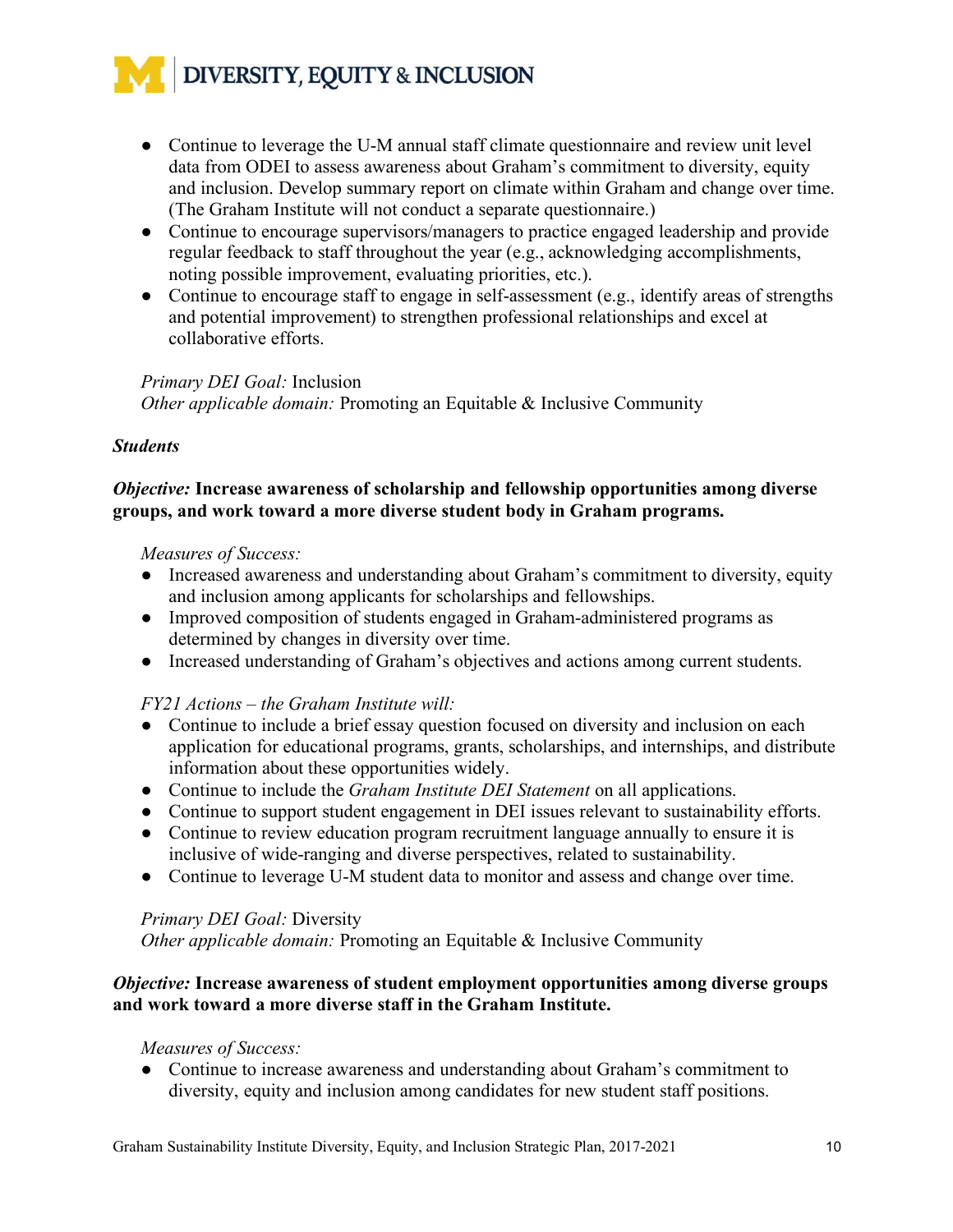- Continue to leverage the U-M annual staff climate questionnaire and review unit level data from ODEI to assess awareness about Graham's commitment to diversity, equity and inclusion. Develop summary report on climate within Graham and change over time. (The Graham Institute will not conduct a separate questionnaire.)
- Continue to encourage supervisors/managers to practice engaged leadership and provide regular feedback to staff throughout the year (e.g., acknowledging accomplishments, noting possible improvement, evaluating priorities, etc.).
- Continue to encourage staff to engage in self-assessment (e.g., identify areas of strengths and potential improvement) to strengthen professional relationships and excel at collaborative efforts.

*Primary DEI Goal:* Inclusion
*Other applicable domain:* Promoting an Equitable & Inclusive Community

***Students***

***Objective:*** **Increase awareness of scholarship and fellowship opportunities among diverse groups, and work toward a more diverse student body in Graham programs.**

*Measures of Success:*

- Increased awareness and understanding about Graham's commitment to diversity, equity and inclusion among applicants for scholarships and fellowships.
- Improved composition of students engaged in Graham-administered programs as determined by changes in diversity over time.
- Increased understanding of Graham's objectives and actions among current students.

*FY21 Actions – the Graham Institute will:*

- Continue to include a brief essay question focused on diversity and inclusion on each application for educational programs, grants, scholarships, and internships, and distribute information about these opportunities widely.
- Continue to include the *Graham Institute DEI Statement* on all applications.
- Continue to support student engagement in DEI issues relevant to sustainability efforts.
- Continue to review education program recruitment language annually to ensure it is inclusive of wide-ranging and diverse perspectives, related to sustainability.
- Continue to leverage U-M student data to monitor and assess and change over time.

*Primary DEI Goal:* Diversity
*Other applicable domain:* Promoting an Equitable & Inclusive Community

***Objective:*** **Increase awareness of student employment opportunities among diverse groups and work toward a more diverse staff in the Graham Institute.**

*Measures of Success:*

- Continue to increase awareness and understanding about Graham's commitment to diversity, equity and inclusion among candidates for new student staff positions.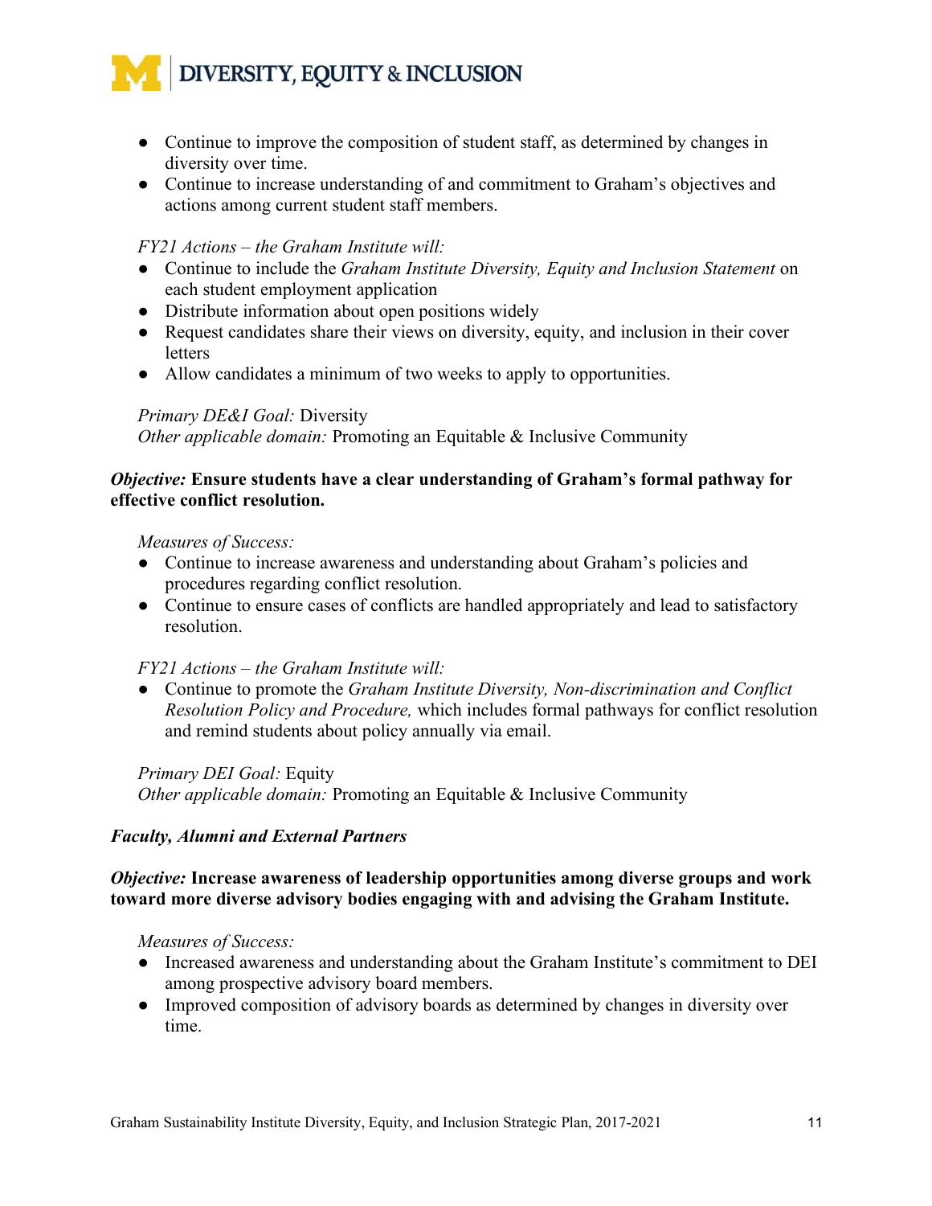- Continue to improve the composition of student staff, as determined by changes in diversity over time.
- Continue to increase understanding of and commitment to Graham's objectives and actions among current student staff members.

*FY21 Actions – the Graham Institute will:*

- Continue to include the *Graham Institute Diversity, Equity and Inclusion Statement* on each student employment application
- Distribute information about open positions widely
- Request candidates share their views on diversity, equity, and inclusion in their cover letters
- Allow candidates a minimum of two weeks to apply to opportunities.

*Primary DE&I Goal:* Diversity
*Other applicable domain:* Promoting an Equitable & Inclusive Community

***Objective:* Ensure students have a clear understanding of Graham's formal pathway for effective conflict resolution.**

*Measures of Success:*

- Continue to increase awareness and understanding about Graham's policies and procedures regarding conflict resolution.
- Continue to ensure cases of conflicts are handled appropriately and lead to satisfactory resolution.

*FY21 Actions – the Graham Institute will:*

- Continue to promote the *Graham Institute Diversity, Non-discrimination and Conflict Resolution Policy and Procedure,* which includes formal pathways for conflict resolution and remind students about policy annually via email.

*Primary DEI Goal:* Equity
*Other applicable domain:* Promoting an Equitable & Inclusive Community

***Faculty, Alumni and External Partners***

***Objective:* Increase awareness of leadership opportunities among diverse groups and work toward more diverse advisory bodies engaging with and advising the Graham Institute.**

*Measures of Success:*

- Increased awareness and understanding about the Graham Institute's commitment to DEI among prospective advisory board members.
- Improved composition of advisory boards as determined by changes in diversity over time.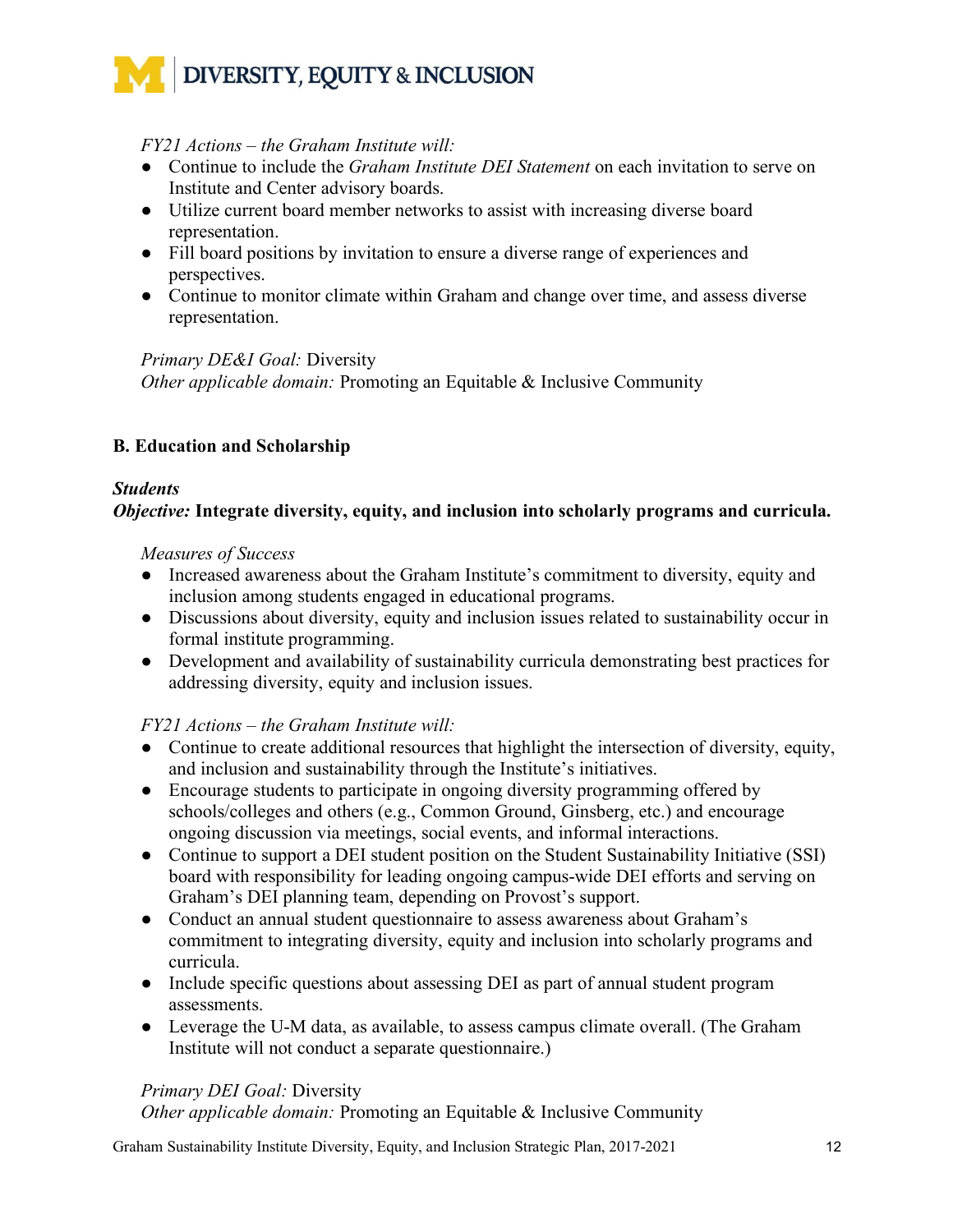*FY21 Actions – the Graham Institute will:*

- Continue to include the *Graham Institute DEI Statement* on each invitation to serve on Institute and Center advisory boards.
- Utilize current board member networks to assist with increasing diverse board representation.
- Fill board positions by invitation to ensure a diverse range of experiences and perspectives.
- Continue to monitor climate within Graham and change over time, and assess diverse representation.

*Primary DE&I Goal:* Diversity
*Other applicable domain:* Promoting an Equitable & Inclusive Community

### B. Education and Scholarship

***Students***
***Objective:*** **Integrate diversity, equity, and inclusion into scholarly programs and curricula.**

*Measures of Success*

- Increased awareness about the Graham Institute's commitment to diversity, equity and inclusion among students engaged in educational programs.
- Discussions about diversity, equity and inclusion issues related to sustainability occur in formal institute programming.
- Development and availability of sustainability curricula demonstrating best practices for addressing diversity, equity and inclusion issues.

*FY21 Actions – the Graham Institute will:*

- Continue to create additional resources that highlight the intersection of diversity, equity, and inclusion and sustainability through the Institute's initiatives.
- Encourage students to participate in ongoing diversity programming offered by schools/colleges and others (e.g., Common Ground, Ginsberg, etc.) and encourage ongoing discussion via meetings, social events, and informal interactions.
- Continue to support a DEI student position on the Student Sustainability Initiative (SSI) board with responsibility for leading ongoing campus-wide DEI efforts and serving on Graham's DEI planning team, depending on Provost's support.
- Conduct an annual student questionnaire to assess awareness about Graham's commitment to integrating diversity, equity and inclusion into scholarly programs and curricula.
- Include specific questions about assessing DEI as part of annual student program assessments.
- Leverage the U-M data, as available, to assess campus climate overall. (The Graham Institute will not conduct a separate questionnaire.)

*Primary DEI Goal:* Diversity
*Other applicable domain:* Promoting an Equitable & Inclusive Community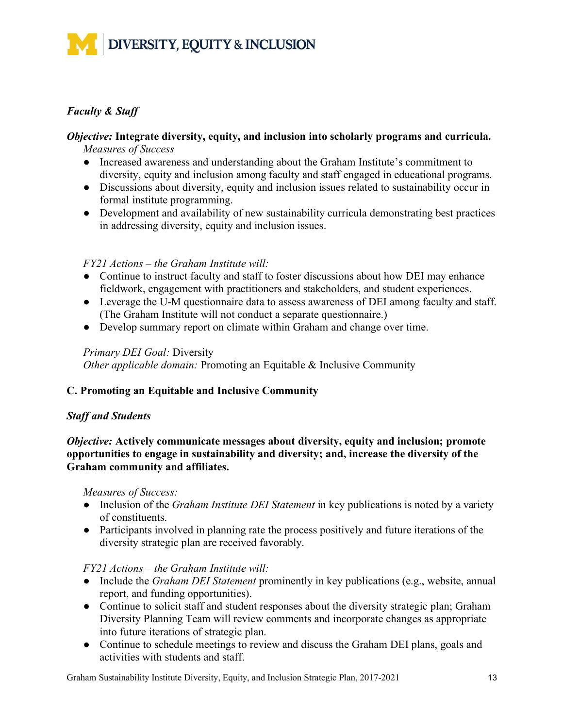***Faculty & Staff***

***Objective:*** **Integrate diversity, equity, and inclusion into scholarly programs and curricula.**

*Measures of Success*

- Increased awareness and understanding about the Graham Institute's commitment to diversity, equity and inclusion among faculty and staff engaged in educational programs.
- Discussions about diversity, equity and inclusion issues related to sustainability occur in formal institute programming.
- Development and availability of new sustainability curricula demonstrating best practices in addressing diversity, equity and inclusion issues.

*FY21 Actions – the Graham Institute will:*

- Continue to instruct faculty and staff to foster discussions about how DEI may enhance fieldwork, engagement with practitioners and stakeholders, and student experiences.
- Leverage the U-M questionnaire data to assess awareness of DEI among faculty and staff. (The Graham Institute will not conduct a separate questionnaire.)
- Develop summary report on climate within Graham and change over time.

*Primary DEI Goal:* Diversity
*Other applicable domain:* Promoting an Equitable & Inclusive Community

## C. Promoting an Equitable and Inclusive Community

***Staff and Students***

***Objective:*** **Actively communicate messages about diversity, equity and inclusion; promote opportunities to engage in sustainability and diversity; and, increase the diversity of the Graham community and affiliates.**

*Measures of Success:*

- Inclusion of the *Graham Institute DEI Statement* in key publications is noted by a variety of constituents.
- Participants involved in planning rate the process positively and future iterations of the diversity strategic plan are received favorably.

*FY21 Actions – the Graham Institute will:*

- Include the *Graham DEI Statement* prominently in key publications (e.g., website, annual report, and funding opportunities).
- Continue to solicit staff and student responses about the diversity strategic plan; Graham Diversity Planning Team will review comments and incorporate changes as appropriate into future iterations of strategic plan.
- Continue to schedule meetings to review and discuss the Graham DEI plans, goals and activities with students and staff.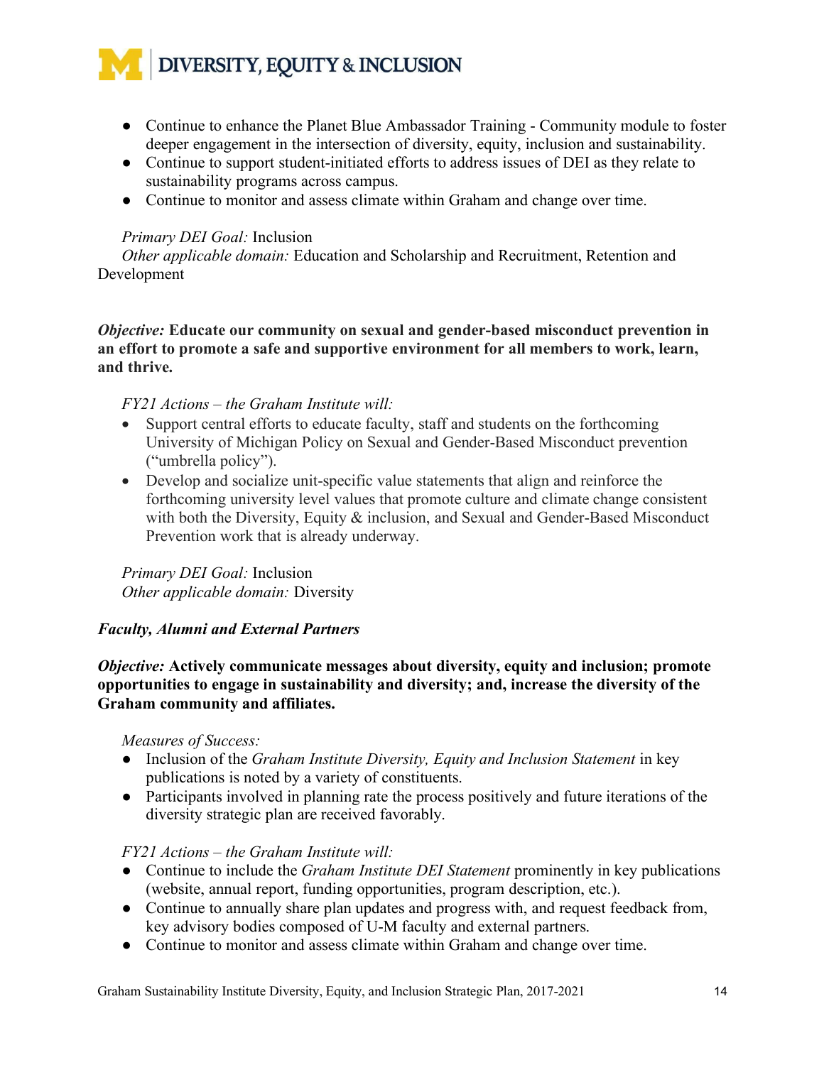- Continue to enhance the Planet Blue Ambassador Training - Community module to foster deeper engagement in the intersection of diversity, equity, inclusion and sustainability.
- Continue to support student-initiated efforts to address issues of DEI as they relate to sustainability programs across campus.
- Continue to monitor and assess climate within Graham and change over time.

*Primary DEI Goal:* Inclusion
*Other applicable domain:* Education and Scholarship and Recruitment, Retention and Development

***Objective:* Educate our community on sexual and gender-based misconduct prevention in an effort to promote a safe and supportive environment for all members to work, learn, and thrive.**

*FY21 Actions – the Graham Institute will:*

- Support central efforts to educate faculty, staff and students on the forthcoming University of Michigan Policy on Sexual and Gender-Based Misconduct prevention ("umbrella policy").
- Develop and socialize unit-specific value statements that align and reinforce the forthcoming university level values that promote culture and climate change consistent with both the Diversity, Equity & inclusion, and Sexual and Gender-Based Misconduct Prevention work that is already underway.

*Primary DEI Goal:* Inclusion
*Other applicable domain:* Diversity

***Faculty, Alumni and External Partners***

***Objective:* Actively communicate messages about diversity, equity and inclusion; promote opportunities to engage in sustainability and diversity; and, increase the diversity of the Graham community and affiliates.**

*Measures of Success:*

- Inclusion of the *Graham Institute Diversity, Equity and Inclusion Statement* in key publications is noted by a variety of constituents.
- Participants involved in planning rate the process positively and future iterations of the diversity strategic plan are received favorably.

*FY21 Actions – the Graham Institute will:*

- Continue to include the *Graham Institute DEI Statement* prominently in key publications (website, annual report, funding opportunities, program description, etc.).
- Continue to annually share plan updates and progress with, and request feedback from, key advisory bodies composed of U-M faculty and external partners.
- Continue to monitor and assess climate within Graham and change over time.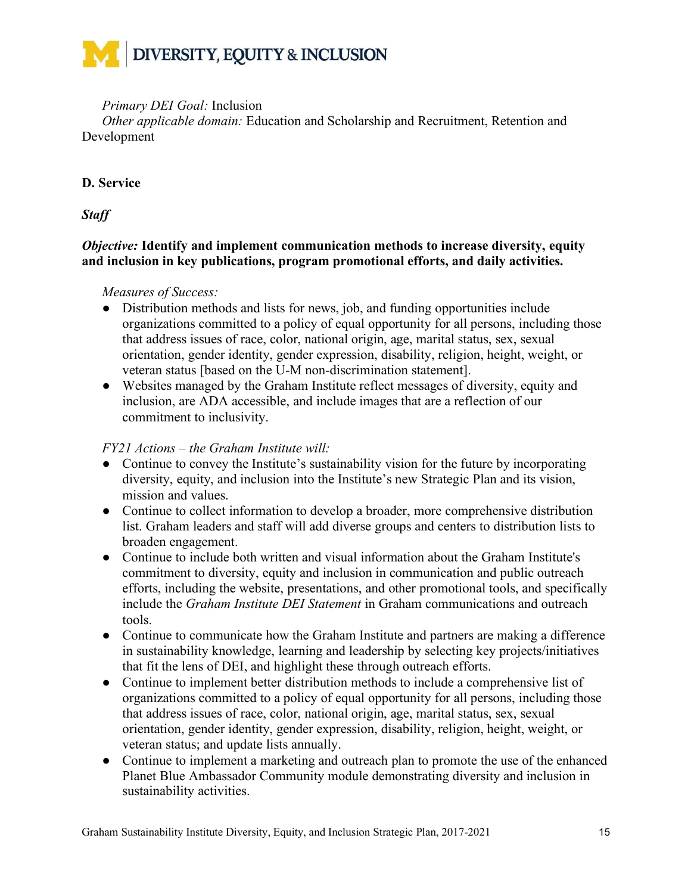*Primary DEI Goal:* Inclusion
*Other applicable domain:* Education and Scholarship and Recruitment, Retention and Development

**D. Service**

***Staff***

***Objective:* Identify and implement communication methods to increase diversity, equity and inclusion in key publications, program promotional efforts, and daily activities.**

*Measures of Success:*

- Distribution methods and lists for news, job, and funding opportunities include organizations committed to a policy of equal opportunity for all persons, including those that address issues of race, color, national origin, age, marital status, sex, sexual orientation, gender identity, gender expression, disability, religion, height, weight, or veteran status [based on the U-M non-discrimination statement].
- Websites managed by the Graham Institute reflect messages of diversity, equity and inclusion, are ADA accessible, and include images that are a reflection of our commitment to inclusivity.

*FY21 Actions – the Graham Institute will:*

- Continue to convey the Institute's sustainability vision for the future by incorporating diversity, equity, and inclusion into the Institute's new Strategic Plan and its vision, mission and values.
- Continue to collect information to develop a broader, more comprehensive distribution list. Graham leaders and staff will add diverse groups and centers to distribution lists to broaden engagement.
- Continue to include both written and visual information about the Graham Institute's commitment to diversity, equity and inclusion in communication and public outreach efforts, including the website, presentations, and other promotional tools, and specifically include the *Graham Institute DEI Statement* in Graham communications and outreach tools.
- Continue to communicate how the Graham Institute and partners are making a difference in sustainability knowledge, learning and leadership by selecting key projects/initiatives that fit the lens of DEI, and highlight these through outreach efforts.
- Continue to implement better distribution methods to include a comprehensive list of organizations committed to a policy of equal opportunity for all persons, including those that address issues of race, color, national origin, age, marital status, sex, sexual orientation, gender identity, gender expression, disability, religion, height, weight, or veteran status; and update lists annually.
- Continue to implement a marketing and outreach plan to promote the use of the enhanced Planet Blue Ambassador Community module demonstrating diversity and inclusion in sustainability activities.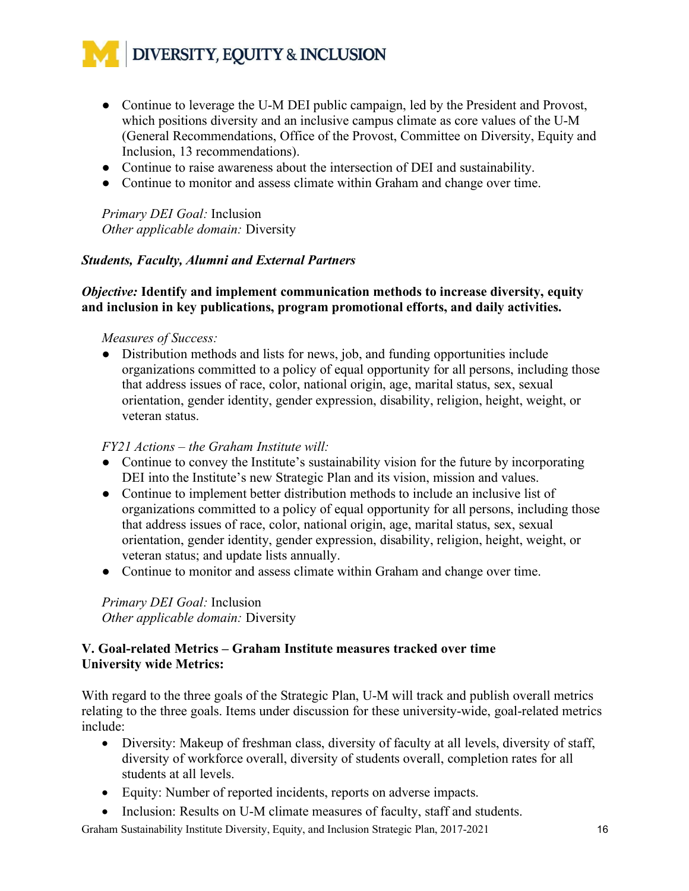- Continue to leverage the U-M DEI public campaign, led by the President and Provost, which positions diversity and an inclusive campus climate as core values of the U-M (General Recommendations, Office of the Provost, Committee on Diversity, Equity and Inclusion, 13 recommendations).
- Continue to raise awareness about the intersection of DEI and sustainability.
- Continue to monitor and assess climate within Graham and change over time.

*Primary DEI Goal:* Inclusion
*Other applicable domain:* Diversity

***Students, Faculty, Alumni and External Partners***

***Objective:*** **Identify and implement communication methods to increase diversity, equity and inclusion in key publications, program promotional efforts, and daily activities.**

*Measures of Success:*

- Distribution methods and lists for news, job, and funding opportunities include organizations committed to a policy of equal opportunity for all persons, including those that address issues of race, color, national origin, age, marital status, sex, sexual orientation, gender identity, gender expression, disability, religion, height, weight, or veteran status.

*FY21 Actions – the Graham Institute will:*

- Continue to convey the Institute's sustainability vision for the future by incorporating DEI into the Institute's new Strategic Plan and its vision, mission and values.
- Continue to implement better distribution methods to include an inclusive list of organizations committed to a policy of equal opportunity for all persons, including those that address issues of race, color, national origin, age, marital status, sex, sexual orientation, gender identity, gender expression, disability, religion, height, weight, or veteran status; and update lists annually.
- Continue to monitor and assess climate within Graham and change over time.

*Primary DEI Goal:* Inclusion
*Other applicable domain:* Diversity

## V. Goal-related Metrics – Graham Institute measures tracked over time

**University wide Metrics:**

With regard to the three goals of the Strategic Plan, U-M will track and publish overall metrics relating to the three goals. Items under discussion for these university-wide, goal-related metrics include:

- Diversity: Makeup of freshman class, diversity of faculty at all levels, diversity of staff, diversity of workforce overall, diversity of students overall, completion rates for all students at all levels.
- Equity: Number of reported incidents, reports on adverse impacts.
- Inclusion: Results on U-M climate measures of faculty, staff and students.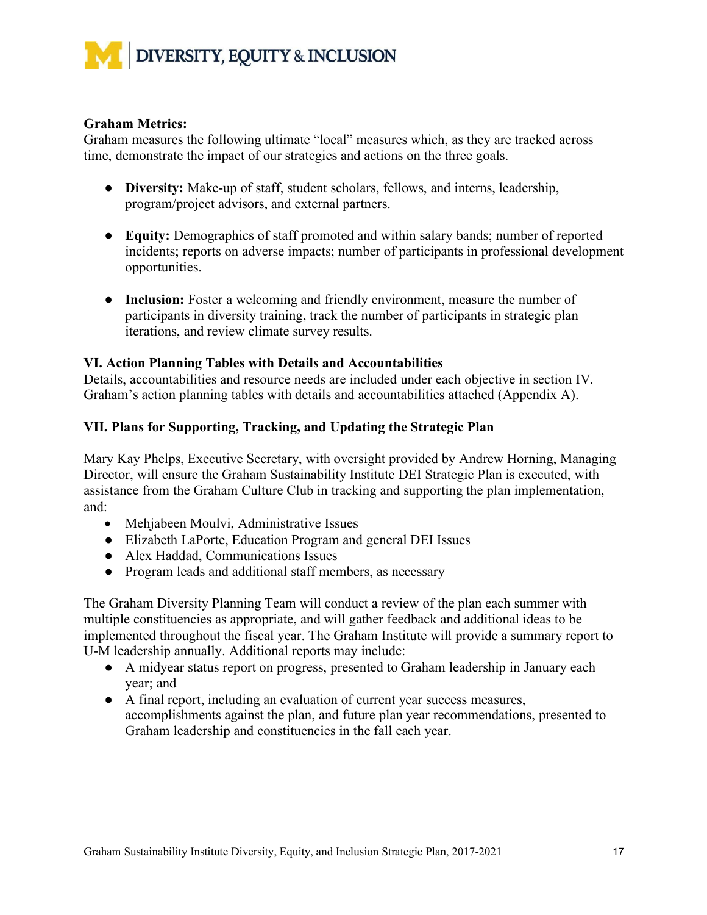**Graham Metrics:**
Graham measures the following ultimate "local" measures which, as they are tracked across time, demonstrate the impact of our strategies and actions on the three goals.

- **Diversity:** Make-up of staff, student scholars, fellows, and interns, leadership, program/project advisors, and external partners.

- **Equity:** Demographics of staff promoted and within salary bands; number of reported incidents; reports on adverse impacts; number of participants in professional development opportunities.

- **Inclusion:** Foster a welcoming and friendly environment, measure the number of participants in diversity training, track the number of participants in strategic plan iterations, and review climate survey results.

### VI. Action Planning Tables with Details and Accountabilities

Details, accountabilities and resource needs are included under each objective in section IV. Graham's action planning tables with details and accountabilities attached (Appendix A).

### VII. Plans for Supporting, Tracking, and Updating the Strategic Plan

Mary Kay Phelps, Executive Secretary, with oversight provided by Andrew Horning, Managing Director, will ensure the Graham Sustainability Institute DEI Strategic Plan is executed, with assistance from the Graham Culture Club in tracking and supporting the plan implementation, and:

- Mehjabeen Moulvi, Administrative Issues
- Elizabeth LaPorte, Education Program and general DEI Issues
- Alex Haddad, Communications Issues
- Program leads and additional staff members, as necessary

The Graham Diversity Planning Team will conduct a review of the plan each summer with multiple constituencies as appropriate, and will gather feedback and additional ideas to be implemented throughout the fiscal year. The Graham Institute will provide a summary report to U-M leadership annually. Additional reports may include:

- A midyear status report on progress, presented to Graham leadership in January each year; and
- A final report, including an evaluation of current year success measures, accomplishments against the plan, and future plan year recommendations, presented to Graham leadership and constituencies in the fall each year.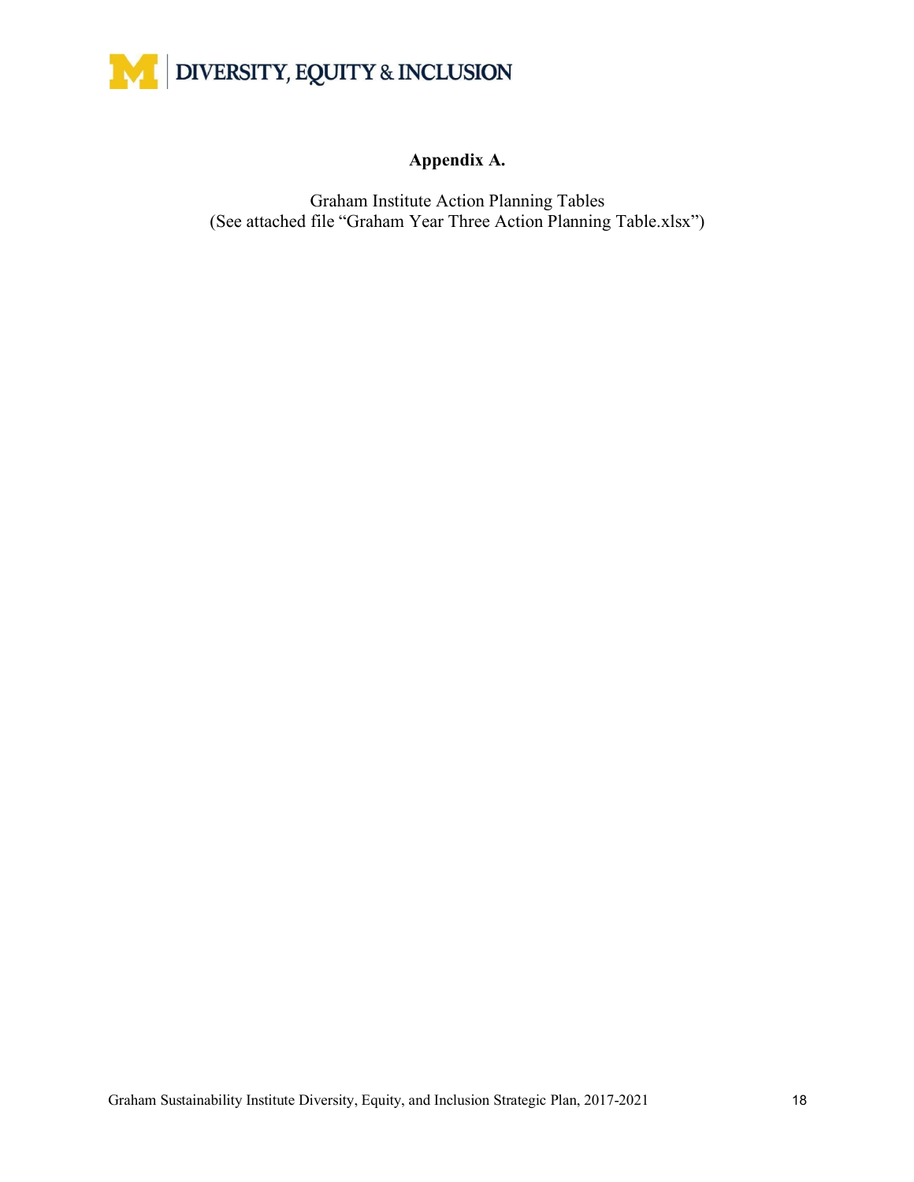## Appendix A.

Graham Institute Action Planning Tables
(See attached file "Graham Year Three Action Planning Table.xlsx")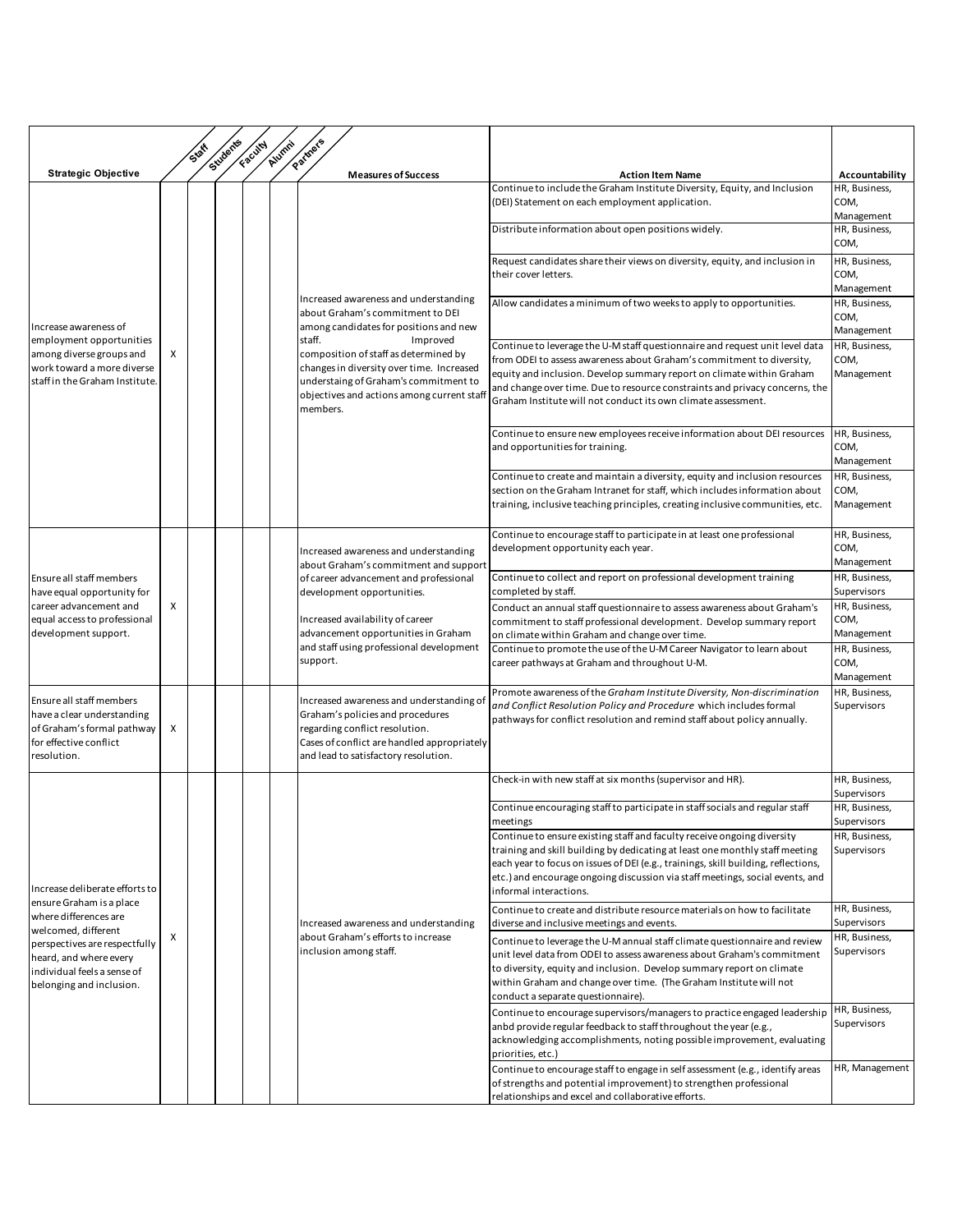| Strategic Objective | Staff | Students | Faculty | Alumni | Partners | Measures of Success | Action Item Name | Accountability |
|---|---|---|---|---|---|---|---|---|
| Increase awareness of employment opportunities among diverse groups and work toward a more diverse staff in the Graham Institute. | X | | | | | Increased awareness and understanding about Graham's commitment to DEI among candidates for positions and new staff. Improved composition of staff as determined by changes in diversity over time. Increased understaing of Graham's commitment to objectives and actions among current staff members. | Continue to include the Graham Institute Diversity, Equity, and Inclusion (DEI) Statement on each employment application. | HR, Business, COM, Management |
| | | | | | | | Distribute information about open positions widely. | HR, Business, COM, |
| | | | | | | | Request candidates share their views on diversity, equity, and inclusion in their cover letters. | HR, Business, COM, Management |
| | | | | | | | Allow candidates a minimum of two weeks to apply to opportunities. | HR, Business, COM, Management |
| | | | | | | | Continue to leverage the U-M staff questionnaire and request unit level data from ODEI to assess awareness about Graham's commitment to diversity, equity and inclusion. Develop summary report on climate within Graham and change over time. Due to resource constraints and privacy concerns, the Graham Institute will not conduct its own climate assessment. | HR, Business, COM, Management |
| | | | | | | | Continue to ensure new employees receive information about DEI resources and opportunities for training. | HR, Business, COM, Management |
| | | | | | | | Continue to create and maintain a diversity, equity and inclusion resources section on the Graham Intranet for staff, which includes information about training, inclusive teaching principles, creating inclusive communities, etc. | HR, Business, COM, Management |
| Ensure all staff members have equal opportunity for career advancement and equal access to professional development support. | X | | | | | Increased awareness and understanding about Graham's commitment and support of career advancement and professional development opportunities. Increased availability of career advancement opportunities in Graham and staff using professional development support. | Continue to encourage staff to participate in at least one professional development opportunity each year. | HR, Business, COM, Management |
| | | | | | | | Continue to collect and report on professional development training completed by staff. | HR, Business, Supervisors |
| | | | | | | | Conduct an annual staff questionnaire to assess awareness about Graham's commitment to staff professional development. Develop summary report on climate within Graham and change over time. | HR, Business, COM, Management |
| | | | | | | | Continue to promote the use of the U-M Career Navigator to learn about career pathways at Graham and throughout U-M. | HR, Business, COM, Management |
| Ensure all staff members have a clear understanding of Graham's formal pathway for effective conflict resolution. | X | | | | | Increased awareness and understanding of Graham's policies and procedures regarding conflict resolution. Cases of conflict are handled appropriately and lead to satisfactory resolution. | Promote awareness of the *Graham Institute Diversity, Non-discrimination and Conflict Resolution Policy and Procedure* which includes formal pathways for conflict resolution and remind staff about policy annually. | HR, Business, Supervisors |
| Increase deliberate efforts to ensure Graham is a place where differences are welcomed, different perspectives are respectfully heard, and where every individual feels a sense of belonging and inclusion. | X | | | | | Increased awareness and understanding about Graham's efforts to increase inclusion among staff. | Check-in with new staff at six months (supervisor and HR). | HR, Business, Supervisors |
| | | | | | | | Continue encouraging staff to participate in staff socials and regular staff meetings | HR, Business, Supervisors |
| | | | | | | | Continue to ensure existing staff and faculty receive ongoing diversity training and skill building by dedicating at least one monthly staff meeting each year to focus on issues of DEI (e.g., trainings, skill building, reflections, etc.) and encourage ongoing discussion via staff meetings, social events, and informal interactions. | HR, Business, Supervisors |
| | | | | | | | Continue to create and distribute resource materials on how to facilitate diverse and inclusive meetings and events. | HR, Business, Supervisors |
| | | | | | | | Continue to leverage the U-M annual staff climate questionnaire and review unit level data from ODEI to assess awareness about Graham's commitment to diversity, equity and inclusion. Develop summary report on climate within Graham and change over time. (The Graham Institute will not conduct a separate questionnaire). | HR, Business, Supervisors |
| | | | | | | | Continue to encourage supervisors/managers to practice engaged leadership anbd provide regular feedback to staff throughout the year (e.g., acknowledging accomplishments, noting possible improvement, evaluating priorities, etc.) | HR, Business, Supervisors |
| | | | | | | | Continue to encourage staff to engage in self assessment (e.g., identify areas of strengths and potential improvement) to strengthen professional relationships and excel and collaborative efforts. | HR, Management |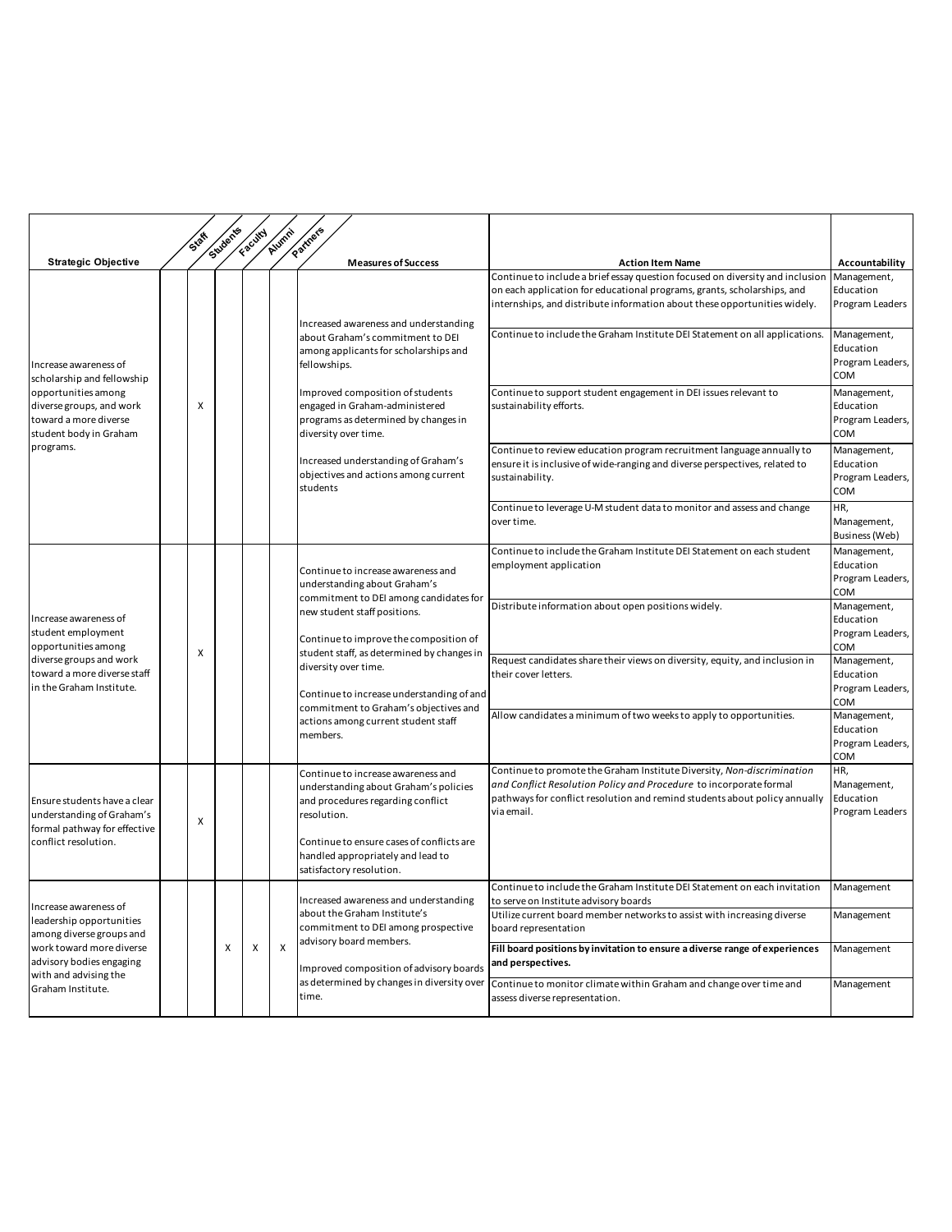| Strategic Objective | Staff | Students | Faculty | Alumni | Partners | Measures of Success | Action Item Name | Accountability |
|---|---|---|---|---|---|---|---|---|
| Increase awareness of scholarship and fellowship opportunities among diverse groups, and work toward a more diverse student body in Graham programs. | | X | | | | Increased awareness and understanding about Graham's commitment to DEI among applicants for scholarships and fellowships.<br><br>Improved composition of students engaged in Graham-administered programs as determined by changes in diversity over time.<br><br>Increased understanding of Graham's objectives and actions among current students | Continue to include a brief essay question focused on diversity and inclusion on each application for educational programs, grants, scholarships, and internships, and distribute information about these opportunities widely. | Management, Education Program Leaders |
| | | | | | | | Continue to include the Graham Institute DEI Statement on all applications. | Management, Education Program Leaders, COM |
| | | | | | | | Continue to support student engagement in DEI issues relevant to sustainability efforts. | Management, Education Program Leaders, COM |
| | | | | | | | Continue to review education program recruitment language annually to ensure it is inclusive of wide-ranging and diverse perspectives, related to sustainability. | Management, Education Program Leaders, COM |
| | | | | | | | Continue to leverage U-M student data to monitor and assess and change over time. | HR, Management, Business (Web) |
| Increase awareness of student employment opportunities among diverse groups and work toward a more diverse staff in the Graham Institute. | | X | | | | Continue to increase awareness and understanding about Graham's commitment to DEI among candidates for new student staff positions.<br><br>Continue to improve the composition of student staff, as determined by changes in diversity over time.<br><br>Continue to increase understanding of and commitment to Graham's objectives and actions among current student staff members. | Continue to include the Graham Institute DEI Statement on each student employment application | Management, Education Program Leaders, COM |
| | | | | | | | Distribute information about open positions widely. | Management, Education Program Leaders, COM |
| | | | | | | | Request candidates share their views on diversity, equity, and inclusion in their cover letters. | Management, Education Program Leaders, COM |
| | | | | | | | Allow candidates a minimum of two weeks to apply to opportunities. | Management, Education Program Leaders, COM |
| Ensure students have a clear understanding of Graham's formal pathway for effective conflict resolution. | | X | | | | Continue to increase awareness and understanding about Graham's policies and procedures regarding conflict resolution.<br><br>Continue to ensure cases of conflicts are handled appropriately and lead to satisfactory resolution. | Continue to promote the Graham Institute *Diversity, Non-discrimination and Conflict Resolution Policy and Procedure* to incorporate formal pathways for conflict resolution and remind students about policy annually via email. | HR, Management, Education Program Leaders |
| Increase awareness of leadership opportunities among diverse groups and work toward more diverse advisory bodies engaging with and advising the Graham Institute. | | | X | X | X | Increased awareness and understanding about the Graham Institute's commitment to DEI among prospective advisory board members.<br><br>Improved composition of advisory boards as determined by changes in diversity over time. | Continue to include the Graham Institute DEI Statement on each invitation to serve on Institute advisory boards | Management |
| | | | | | | | Utilize current board member networks to assist with increasing diverse board representation | Management |
| | | | | | | | **Fill board positions by invitation to ensure a diverse range of experiences and perspectives.** | Management |
| | | | | | | | Continue to monitor climate within Graham and change over time and assess diverse representation. | Management |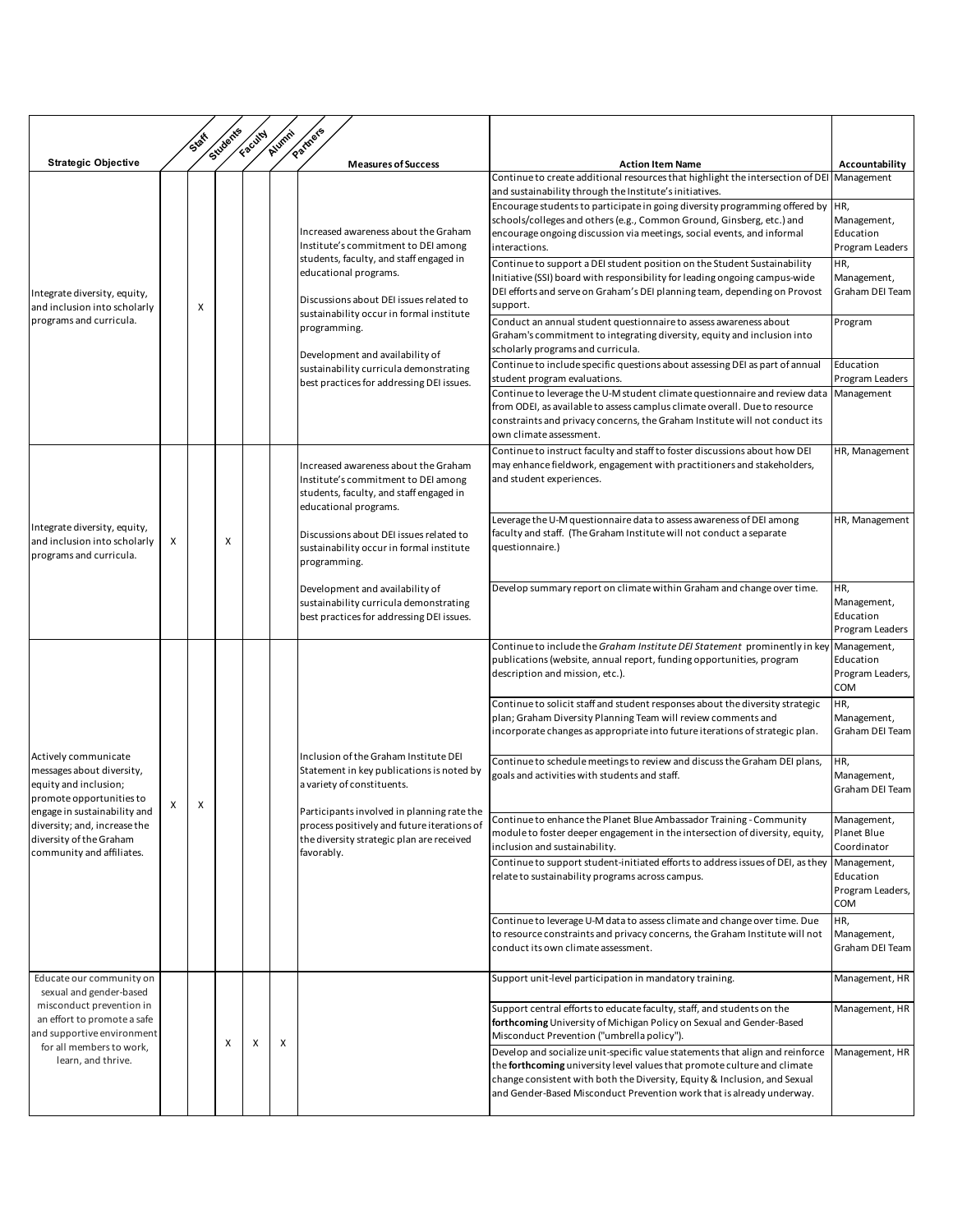| Strategic Objective | Staff | Students | Faculty | Alumni | Partners | Measures of Success | Action Item Name | Accountability |
|---|---|---|---|---|---|---|---|---|
| Integrate diversity, equity, and inclusion into scholarly programs and curricula. | | X | | | | Increased awareness about the Graham Institute's commitment to DEI among students, faculty, and staff engaged in educational programs.<br><br>Discussions about DEI issues related to sustainability occur in formal institute programming.<br><br>Development and availability of sustainability curricula demonstrating best practices for addressing DEI issues. | Continue to create additional resources that highlight the intersection of DEI and sustainability through the Institute's initiatives. | Management |
| | | | | | | | Encourage students to participate in going diversity programming offered by schools/colleges and others (e.g., Common Ground, Ginsberg, etc.) and encourage ongoing discussion via meetings, social events, and informal interactions. | HR, Management, Education Program Leaders |
| | | | | | | | Continue to support a DEI student position on the Student Sustainability Initiative (SSI) board with responsibility for leading ongoing campus-wide DEI efforts and serve on Graham's DEI planning team, depending on Provost support. | HR, Management, Graham DEI Team |
| | | | | | | | Conduct an annual student questionnaire to assess awareness about Graham's commitment to integrating diversity, equity and inclusion into scholarly programs and curricula. | Program |
| | | | | | | | Continue to include specific questions about assessing DEI as part of annual student program evaluations. | Education Program Leaders |
| | | | | | | | Continue to leverage the U-M student climate questionnaire and review data from ODEI, as available to assess camplus climate overall. Due to resource constraints and privacy concerns, the Graham Institute will not conduct its own climate assessment. | Management |
| Integrate diversity, equity, and inclusion into scholarly programs and curricula. | X | | X | | | Increased awareness about the Graham Institute's commitment to DEI among students, faculty, and staff engaged in educational programs.<br><br>Discussions about DEI issues related to sustainability occur in formal institute programming.<br><br>Development and availability of sustainability curricula demonstrating best practices for addressing DEI issues. | Continue to instruct faculty and staff to foster discussions about how DEI may enhance fieldwork, engagement with practitioners and stakeholders, and student experiences. | HR, Management |
| | | | | | | | Leverage the U-M questionnaire data to assess awareness of DEI among faculty and staff. (The Graham Institute will not conduct a separate questionnaire.) | HR, Management |
| | | | | | | | Develop summary report on climate within Graham and change over time. | HR, Management, Education Program Leaders |
| Actively communicate messages about diversity, equity and inclusion; promote opportunities to engage in sustainability and diversity; and, increase the diversity of the Graham community and affiliates. | X | X | | | | Inclusion of the Graham Institute DEI Statement in key publications is noted by a variety of constituents.<br><br>Participants involved in planning rate the process positively and future iterations of the diversity strategic plan are received favorably. | Continue to include the *Graham Institute DEI Statement* prominently in key publications (website, annual report, funding opportunities, program description and mission, etc.). | Management, Education Program Leaders, COM |
| | | | | | | | Continue to solicit staff and student responses about the diversity strategic plan; Graham Diversity Planning Team will review comments and incorporate changes as appropriate into future iterations of strategic plan. | HR, Management, Graham DEI Team |
| | | | | | | | Continue to schedule meetings to review and discuss the Graham DEI plans, goals and activities with students and staff. | HR, Management, Graham DEI Team |
| | | | | | | | Continue to enhance the Planet Blue Ambassador Training - Community module to foster deeper engagement in the intersection of diversity, equity, inclusion and sustainability. | Management, Planet Blue Coordinator |
| | | | | | | | Continue to support student-initiated efforts to address issues of DEI, as they relate to sustainability programs across campus. | Management, Education Program Leaders, COM |
| | | | | | | | Continue to leverage U-M data to assess climate and change over time. Due to resource constraints and privacy concerns, the Graham Institute will not conduct its own climate assessment. | HR, Management, Graham DEI Team |
| Educate our community on sexual and gender-based misconduct prevention in an effort to promote a safe and supportive environment for all members to work, learn, and thrive. | | | X | X | X | | Support unit-level participation in mandatory training. | Management, HR |
| | | | | | | | Support central efforts to educate faculty, staff, and students on the **forthcoming** University of Michigan Policy on Sexual and Gender-Based Misconduct Prevention ("umbrella policy"). | Management, HR |
| | | | | | | | Develop and socialize unit-specific value statements that align and reinforce the **forthcoming** university level values that promote culture and climate change consistent with both the Diversity, Equity & Inclusion, and Sexual and Gender-Based Misconduct Prevention work that is already underway. | Management, HR |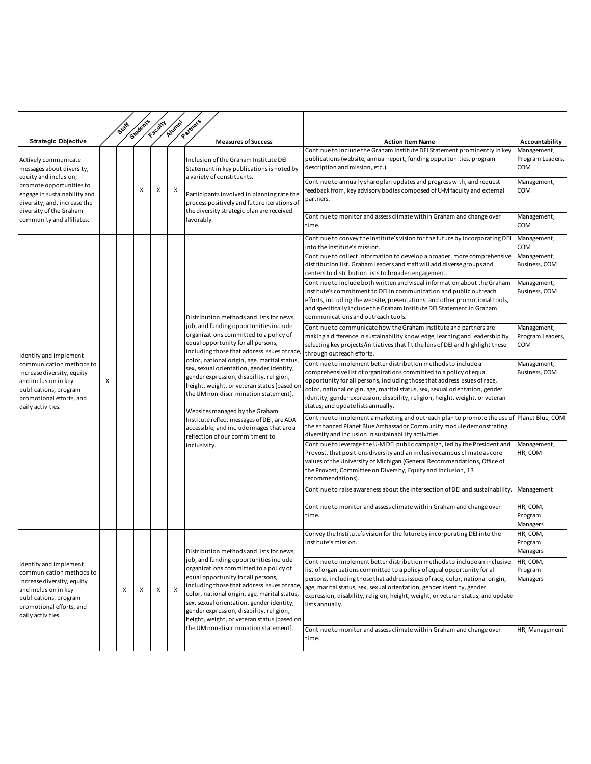| Strategic Objective | Staff | Students | Faculty | Alumni | Partners | Measures of Success | Action Item Name | Accountability |
|---|---|---|---|---|---|---|---|---|
| Actively communicate messages about diversity, equity and inclusion; promote opportunities to engage in sustainability and diversity; and, increase the diversity of the Graham community and affiliates. | | | X | X | X | Inclusion of the Graham Institute DEI Statement in key publications is noted by a variety of constituents.<br><br>Participants involved in planning rate the process positively and future iterations of the diversity strategic plan are received favorably. | Continue to include the Graham Institute DEI Statement prominently in key publications (website, annual report, funding opportunities, program description and mission, etc.). | Management, Program Leaders, COM |
| | | | | | | | Continue to annually share plan updates and progress with, and request feedback from, key advisory bodies composed of U-M faculty and external partners. | Management, COM |
| | | | | | | | Continue to monitor and assess climate within Graham and change over time. | Management, COM |
| Identify and implement communication methods to increase diversity, equity and inclusion in key publications, program promotional efforts, and daily activities. | X | | | | | Distribution methods and lists for news, job, and funding opportunities include organizations committed to a policy of equal opportunity for all persons, including those that address issues of race, color, national origin, age, marital status, sex, sexual orientation, gender identity, gender expression, disability, religion, height, weight, or veteran status [based on the UM non-discrimination statement].<br><br>Websites managed by the Graham Institute reflect messages of DEI, are ADA accessible, and include images that are a reflection of our commitment to inclusivity. | Continue to convey the Institute's vision for the future by incorporating DEI into the Institute's mission. | Management, COM |
| | | | | | | | Continue to collect information to develop a broader, more comprehensive distribution list. Graham leaders and staff will add diverse groups and centers to distribution lists to broaden engagement. | Management, Business, COM |
| | | | | | | | Continue to include both written and visual information about the Graham Institute's commitment to DEI in communication and public outreach efforts, including the website, presentations, and other promotional tools, and specifically include the Graham Institute DEI Statement in Graham communications and outreach tools. | Management, Business, COM |
| | | | | | | | Continue to communicate how the Graham Institute and partners are making a difference in sustainability knowledge, learning and leadership by selecting key projects/initiatives that fit the lens of DEI and highlight these through outreach efforts. | Management, Program Leaders, COM |
| | | | | | | | Continue to implement better distribution methods to include a comprehensive list of organizations committed to a policy of equal opportunity for all persons, including those that address issues of race, color, national origin, age, marital status, sex, sexual orientation, gender identity, gender expression, disability, religion, height, weight, or veteran status; and update lists annually. | Management, Business, COM |
| | | | | | | | Continue to implement a marketing and outreach plan to promote the use of the enhanced Planet Blue Ambassador Community module demonstrating diversity and inclusion in sustainability activities. | Planet Blue, COM |
| | | | | | | | Continue to leverage the U-M DEI public campaign, led by the President and Provost, that positions diversity and an inclusive campus climate as core values of the University of Michigan (General Recommendations, Office of the Provost, Committee on Diversity, Equity and Inclusion, 13 recommendations). | Management, HR, COM |
| | | | | | | | Continue to raise awareness about the intersection of DEI and sustainability. | Management |
| | | | | | | | Continue to monitor and assess climate within Graham and change over time. | HR, COM, Program Managers |
| Identify and implement communication methods to increase diversity, equity and inclusion in key publications, program promotional efforts, and daily activities. | | X | X | X | X | Distribution methods and lists for news, job, and funding opportunities include organizations committed to a policy of equal opportunity for all persons, including those that address issues of race, color, national origin, age, marital status, sex, sexual orientation, gender identity, gender expression, disability, religion, height, weight, or veteran status [based on the UM non-discrimination statement]. | Convey the Institute's vision for the future by incorporating DEI into the Institute's mission. | HR, COM, Program Managers |
| | | | | | | | Continue to implement better distribution methods to include an inclusive list of organizations committed to a policy of equal opportunity for all persons, including those that address issues of race, color, national origin, age, marital status, sex, sexual orientation, gender identity, gender expression, disability, religion, height, weight, or veteran status; and update lists annually. | HR, COM, Program Managers |
| | | | | | | | Continue to monitor and assess climate within Graham and change over time. | HR, Management |